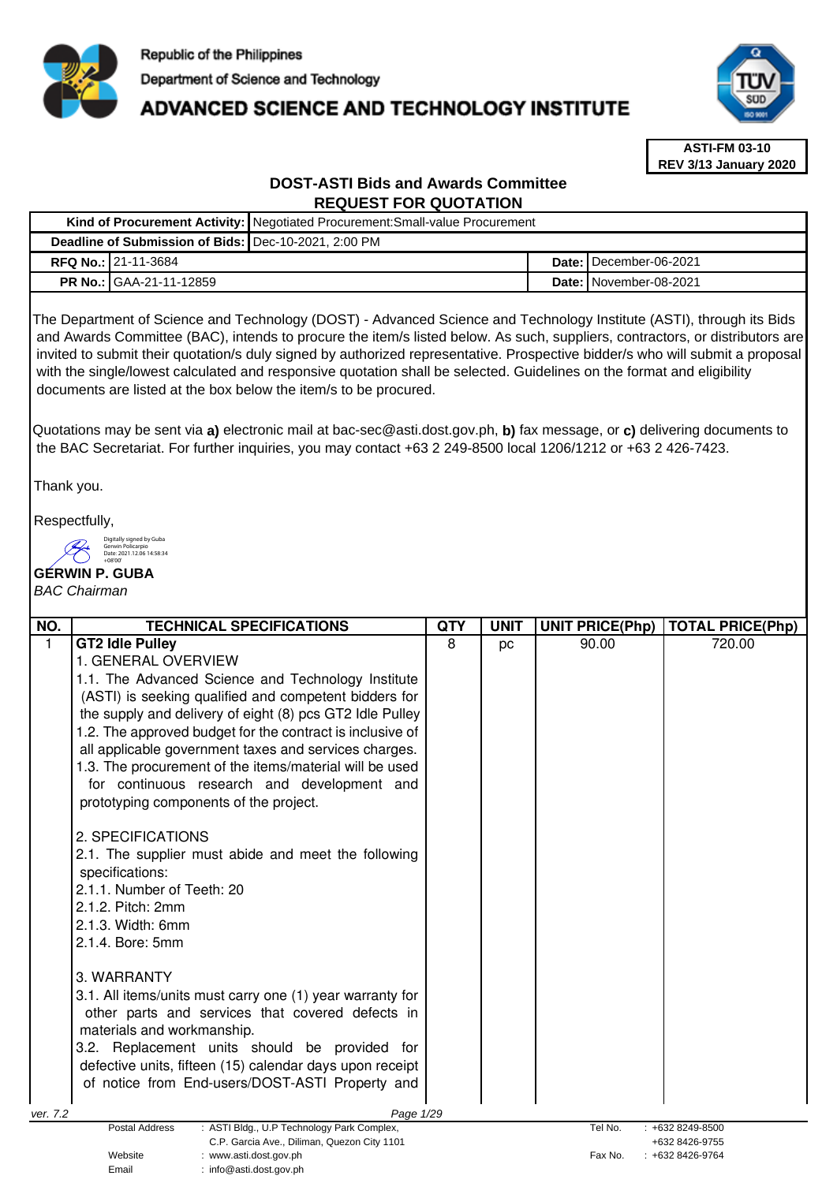Republic of the Philippines

Department of Science and Technology

# ADVANCED SCIENCE AND TECHNOLOGY INSTITUTE

**ASTI-FM 03-10**
**REV 3/13 January 2020**

## DOST-ASTI Bids and Awards Committee
## REQUEST FOR QUOTATION

| | | | |
|---|---|---|---|
| **Kind of Procurement Activity:** | Negotiated Procurement:Small-value Procurement | | |
| **Deadline of Submission of Bids:** | Dec-10-2021, 2:00 PM | | |
| **RFQ No.:** | 21-11-3684 | **Date:** | December-06-2021 |
| **PR No.:** | GAA-21-11-12859 | **Date:** | November-08-2021 |

The Department of Science and Technology (DOST) - Advanced Science and Technology Institute (ASTI), through its Bids and Awards Committee (BAC), intends to procure the item/s listed below. As such, suppliers, contractors, or distributors are invited to submit their quotation/s duly signed by authorized representative. Prospective bidder/s who will submit a proposal with the single/lowest calculated and responsive quotation shall be selected. Guidelines on the format and eligibility documents are listed at the box below the item/s to be procured.

Quotations may be sent via **a)** electronic mail at bac-sec@asti.dost.gov.ph, **b)** fax message, or **c)** delivering documents to the BAC Secretariat. For further inquiries, you may contact +63 2 249-8500 local 1206/1212 or +63 2 426-7423.

Thank you.

Respectfully,

Digitally signed by Guba Gerwin Policarpio
Date: 2021.12.06 14:58:34 +08'00'

**GERWIN P. GUBA**
*BAC Chairman*

| NO. | TECHNICAL SPECIFICATIONS | QTY | UNIT | UNIT PRICE(Php) | TOTAL PRICE(Php) |
|---|---|---|---|---|---|
| 1 | **GT2 Idle Pulley**<br>1. GENERAL OVERVIEW<br>1.1. The Advanced Science and Technology Institute (ASTI) is seeking qualified and competent bidders for the supply and delivery of eight (8) pcs GT2 Idle Pulley<br>1.2. The approved budget for the contract is inclusive of all applicable government taxes and services charges.<br>1.3. The procurement of the items/material will be used for continuous research and development and prototyping components of the project.<br><br>2. SPECIFICATIONS<br>2.1. The supplier must abide and meet the following specifications:<br>2.1.1. Number of Teeth: 20<br>2.1.2. Pitch: 2mm<br>2.1.3. Width: 6mm<br>2.1.4. Bore: 5mm<br><br>3. WARRANTY<br>3.1. All items/units must carry one (1) year warranty for other parts and services that covered defects in materials and workmanship.<br>3.2. Replacement units should be provided for defective units, fifteen (15) calendar days upon receipt of notice from End-users/DOST-ASTI Property and | 8 | pc | 90.00 | 720.00 |

ver. 7.2

Postal Address: ASTI Bldg., U.P Technology Park Complex, C.P. Garcia Ave., Diliman, Quezon City 1101
Website: www.asti.dost.gov.ph
Email: info@asti.dost.gov.ph
Tel No.: +632 8249-8500, +632 8426-9755
Fax No.: +632 8426-9764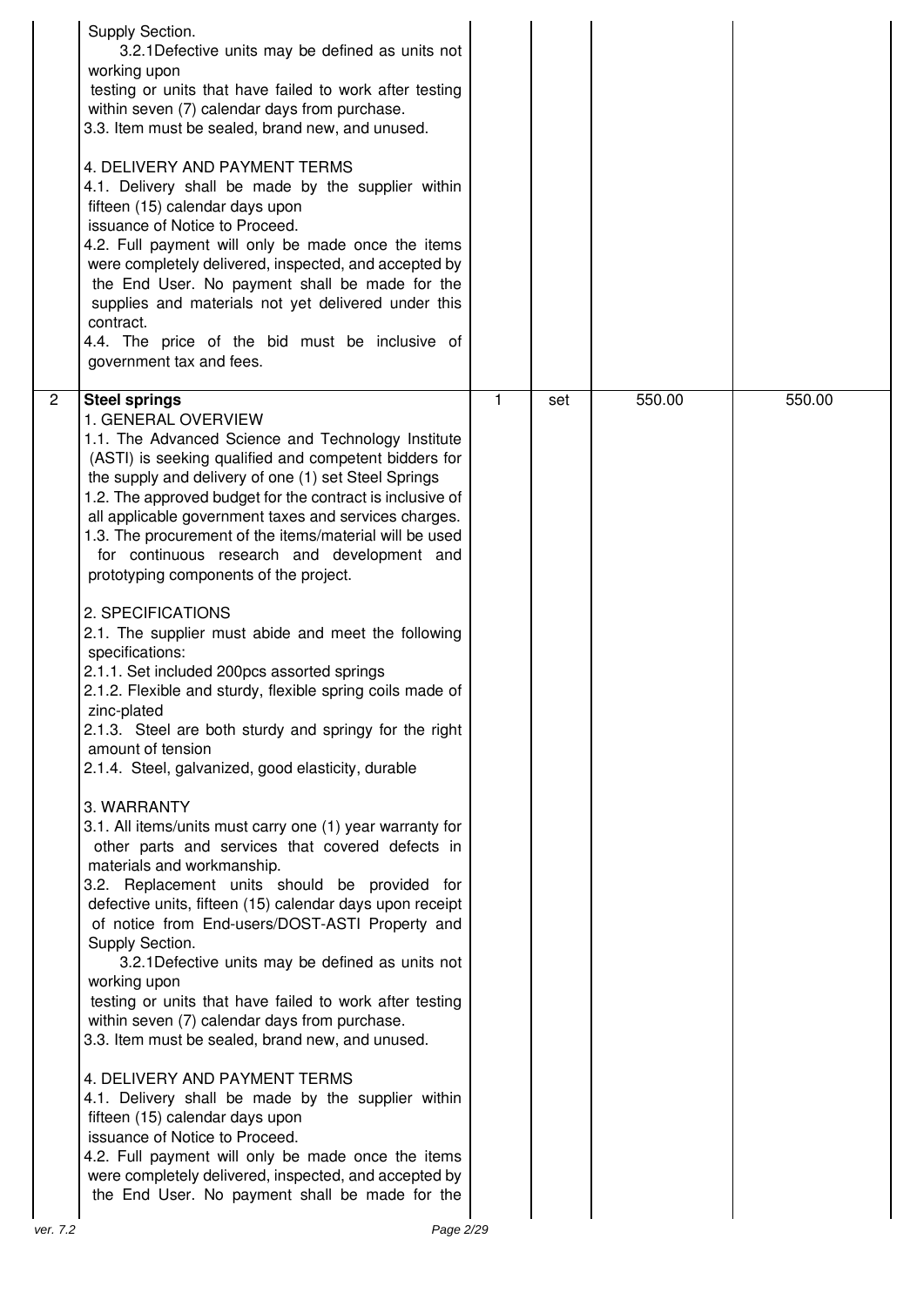| | | | | | |
|---|---|---|---|---|---|
| | Supply Section.<br>3.2.1Defective units may be defined as units not working upon<br>testing or units that have failed to work after testing within seven (7) calendar days from purchase.<br>3.3. Item must be sealed, brand new, and unused.<br><br>4. DELIVERY AND PAYMENT TERMS<br>4.1. Delivery shall be made by the supplier within fifteen (15) calendar days upon<br>issuance of Notice to Proceed.<br>4.2. Full payment will only be made once the items were completely delivered, inspected, and accepted by the End User. No payment shall be made for the supplies and materials not yet delivered under this contract.<br>4.4. The price of the bid must be inclusive of government tax and fees. | | | | |
| 2 | **Steel springs**<br>1. GENERAL OVERVIEW<br>1.1. The Advanced Science and Technology Institute (ASTI) is seeking qualified and competent bidders for the supply and delivery of one (1) set Steel Springs<br>1.2. The approved budget for the contract is inclusive of all applicable government taxes and services charges.<br>1.3. The procurement of the items/material will be used for continuous research and development and prototyping components of the project.<br><br>2. SPECIFICATIONS<br>2.1. The supplier must abide and meet the following specifications:<br>2.1.1. Set included 200pcs assorted springs<br>2.1.2. Flexible and sturdy, flexible spring coils made of zinc-plated<br>2.1.3. Steel are both sturdy and springy for the right amount of tension<br>2.1.4. Steel, galvanized, good elasticity, durable<br><br>3. WARRANTY<br>3.1. All items/units must carry one (1) year warranty for other parts and services that covered defects in materials and workmanship.<br>3.2. Replacement units should be provided for defective units, fifteen (15) calendar days upon receipt of notice from End-users/DOST-ASTI Property and Supply Section.<br>3.2.1Defective units may be defined as units not working upon<br>testing or units that have failed to work after testing within seven (7) calendar days from purchase.<br>3.3. Item must be sealed, brand new, and unused.<br><br>4. DELIVERY AND PAYMENT TERMS<br>4.1. Delivery shall be made by the supplier within fifteen (15) calendar days upon<br>issuance of Notice to Proceed.<br>4.2. Full payment will only be made once the items were completely delivered, inspected, and accepted by the End User. No payment shall be made for the | 1 | set | 550.00 | 550.00 |

ver. 7.2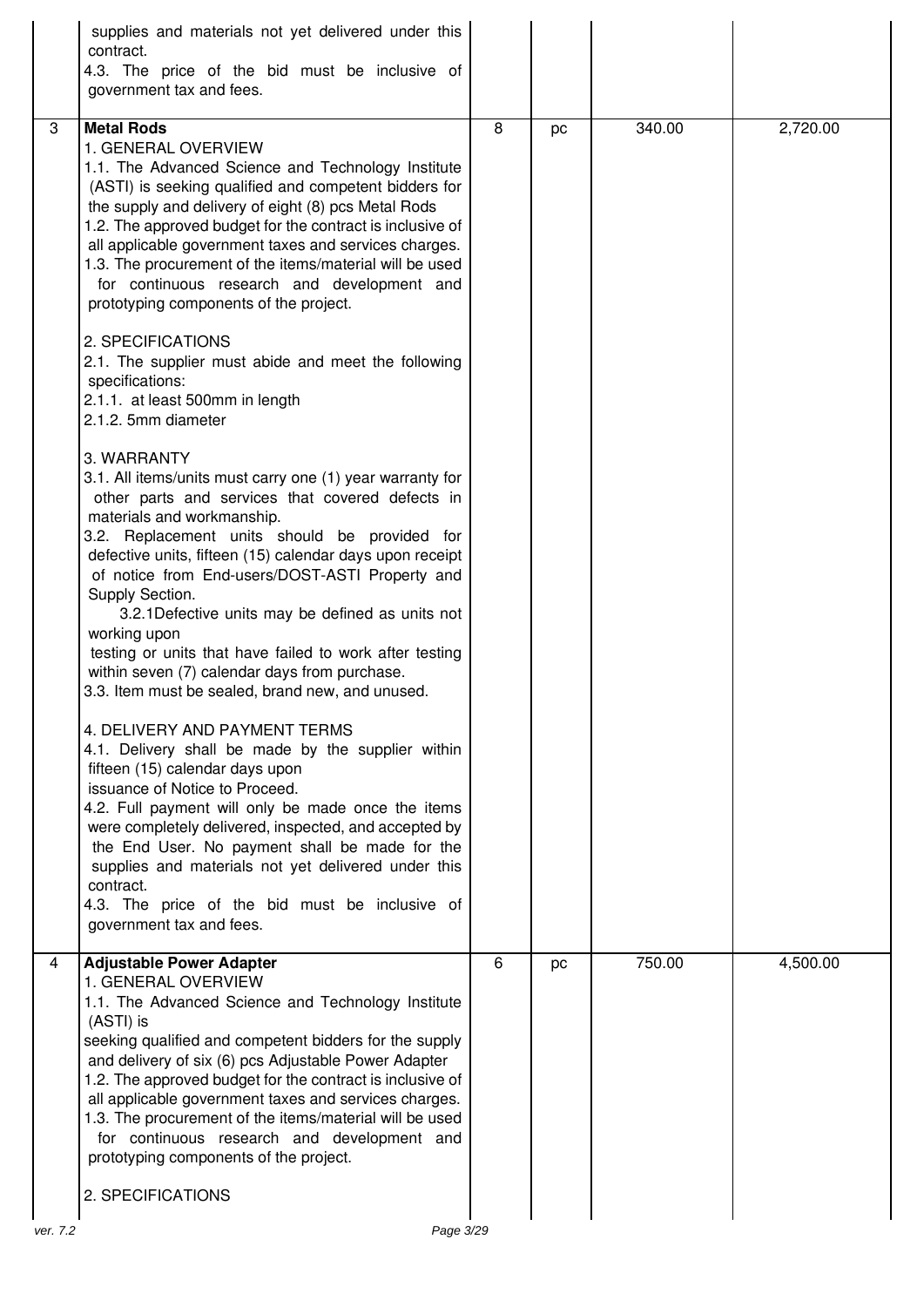| | | | | | |
|---|---|---|---|---|---|
| | supplies and materials not yet delivered under this contract.<br>4.3. The price of the bid must be inclusive of government tax and fees. | | | | |
| 3 | **Metal Rods**<br>1. GENERAL OVERVIEW<br>1.1. The Advanced Science and Technology Institute (ASTI) is seeking qualified and competent bidders for the supply and delivery of eight (8) pcs Metal Rods<br>1.2. The approved budget for the contract is inclusive of all applicable government taxes and services charges.<br>1.3. The procurement of the items/material will be used for continuous research and development and prototyping components of the project.<br><br>2. SPECIFICATIONS<br>2.1. The supplier must abide and meet the following specifications:<br>2.1.1. at least 500mm in length<br>2.1.2. 5mm diameter<br><br>3. WARRANTY<br>3.1. All items/units must carry one (1) year warranty for other parts and services that covered defects in materials and workmanship.<br>3.2. Replacement units should be provided for defective units, fifteen (15) calendar days upon receipt of notice from End-users/DOST-ASTI Property and Supply Section.<br>3.2.1Defective units may be defined as units not working upon testing or units that have failed to work after testing within seven (7) calendar days from purchase.<br>3.3. Item must be sealed, brand new, and unused.<br><br>4. DELIVERY AND PAYMENT TERMS<br>4.1. Delivery shall be made by the supplier within fifteen (15) calendar days upon issuance of Notice to Proceed.<br>4.2. Full payment will only be made once the items were completely delivered, inspected, and accepted by the End User. No payment shall be made for the supplies and materials not yet delivered under this contract.<br>4.3. The price of the bid must be inclusive of government tax and fees. | 8 | pc | 340.00 | 2,720.00 |
| 4 | **Adjustable Power Adapter**<br>1. GENERAL OVERVIEW<br>1.1. The Advanced Science and Technology Institute (ASTI) is seeking qualified and competent bidders for the supply and delivery of six (6) pcs Adjustable Power Adapter<br>1.2. The approved budget for the contract is inclusive of all applicable government taxes and services charges.<br>1.3. The procurement of the items/material will be used for continuous research and development and prototyping components of the project.<br><br>2. SPECIFICATIONS | 6 | pc | 750.00 | 4,500.00 |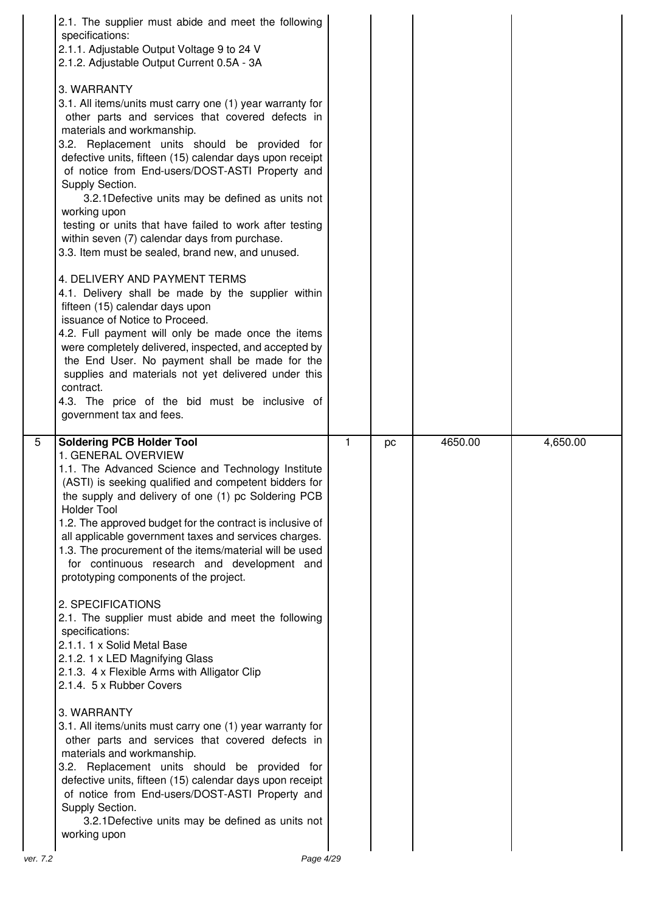| | | | | | |
|---|---|---|---|---|---|
| | 2.1. The supplier must abide and meet the following specifications:<br>2.1.1. Adjustable Output Voltage 9 to 24 V<br>2.1.2. Adjustable Output Current 0.5A - 3A<br><br>3. WARRANTY<br>3.1. All items/units must carry one (1) year warranty for other parts and services that covered defects in materials and workmanship.<br>3.2. Replacement units should be provided for defective units, fifteen (15) calendar days upon receipt of notice from End-users/DOST-ASTI Property and Supply Section.<br>3.2.1Defective units may be defined as units not working upon<br>testing or units that have failed to work after testing within seven (7) calendar days from purchase.<br>3.3. Item must be sealed, brand new, and unused.<br><br>4. DELIVERY AND PAYMENT TERMS<br>4.1. Delivery shall be made by the supplier within fifteen (15) calendar days upon<br>issuance of Notice to Proceed.<br>4.2. Full payment will only be made once the items were completely delivered, inspected, and accepted by the End User. No payment shall be made for the supplies and materials not yet delivered under this contract.<br>4.3. The price of the bid must be inclusive of government tax and fees. | | | | |
| 5 | **Soldering PCB Holder Tool**<br>1. GENERAL OVERVIEW<br>1.1. The Advanced Science and Technology Institute (ASTI) is seeking qualified and competent bidders for the supply and delivery of one (1) pc Soldering PCB Holder Tool<br>1.2. The approved budget for the contract is inclusive of all applicable government taxes and services charges.<br>1.3. The procurement of the items/material will be used for continuous research and development and prototyping components of the project.<br><br>2. SPECIFICATIONS<br>2.1. The supplier must abide and meet the following specifications:<br>2.1.1. 1 x Solid Metal Base<br>2.1.2. 1 x LED Magnifying Glass<br>2.1.3. 4 x Flexible Arms with Alligator Clip<br>2.1.4. 5 x Rubber Covers<br><br>3. WARRANTY<br>3.1. All items/units must carry one (1) year warranty for other parts and services that covered defects in materials and workmanship.<br>3.2. Replacement units should be provided for defective units, fifteen (15) calendar days upon receipt of notice from End-users/DOST-ASTI Property and Supply Section.<br>3.2.1Defective units may be defined as units not working upon | 1 | pc | 4650.00 | 4,650.00 |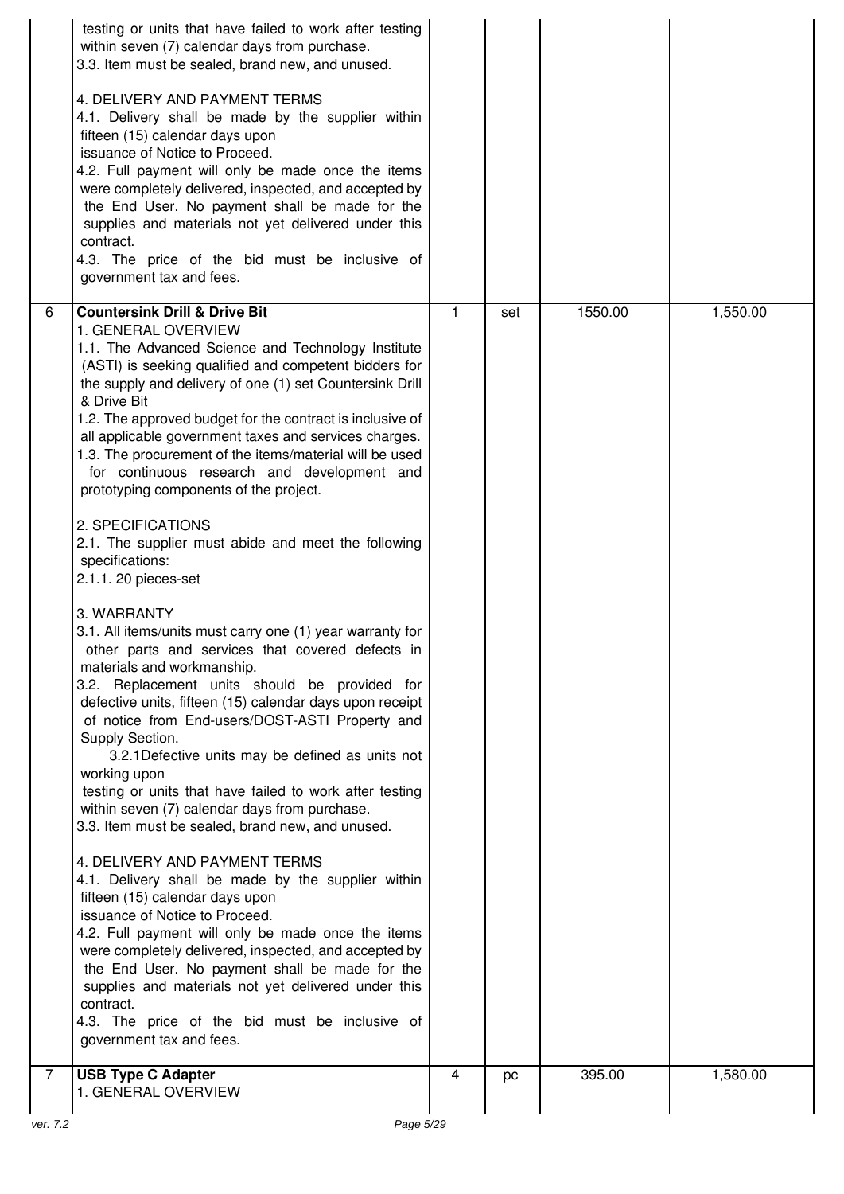| | | | | | |
|---|---|---|---|---|---|
| | testing or units that have failed to work after testing within seven (7) calendar days from purchase.<br>3.3. Item must be sealed, brand new, and unused.<br><br>4. DELIVERY AND PAYMENT TERMS<br>4.1. Delivery shall be made by the supplier within fifteen (15) calendar days upon issuance of Notice to Proceed.<br>4.2. Full payment will only be made once the items were completely delivered, inspected, and accepted by the End User. No payment shall be made for the supplies and materials not yet delivered under this contract.<br>4.3. The price of the bid must be inclusive of government tax and fees. | | | | |
| 6 | **Countersink Drill & Drive Bit**<br>1. GENERAL OVERVIEW<br>1.1. The Advanced Science and Technology Institute (ASTI) is seeking qualified and competent bidders for the supply and delivery of one (1) set Countersink Drill & Drive Bit<br>1.2. The approved budget for the contract is inclusive of all applicable government taxes and services charges.<br>1.3. The procurement of the items/material will be used for continuous research and development and prototyping components of the project.<br><br>2. SPECIFICATIONS<br>2.1. The supplier must abide and meet the following specifications:<br>2.1.1. 20 pieces-set<br><br>3. WARRANTY<br>3.1. All items/units must carry one (1) year warranty for other parts and services that covered defects in materials and workmanship.<br>3.2. Replacement units should be provided for defective units, fifteen (15) calendar days upon receipt of notice from End-users/DOST-ASTI Property and Supply Section.<br>3.2.1Defective units may be defined as units not working upon testing or units that have failed to work after testing within seven (7) calendar days from purchase.<br>3.3. Item must be sealed, brand new, and unused.<br><br>4. DELIVERY AND PAYMENT TERMS<br>4.1. Delivery shall be made by the supplier within fifteen (15) calendar days upon issuance of Notice to Proceed.<br>4.2. Full payment will only be made once the items were completely delivered, inspected, and accepted by the End User. No payment shall be made for the supplies and materials not yet delivered under this contract.<br>4.3. The price of the bid must be inclusive of government tax and fees. | 1 | set | 1550.00 | 1,550.00 |
| 7 | **USB Type C Adapter**<br>1. GENERAL OVERVIEW | 4 | pc | 395.00 | 1,580.00 |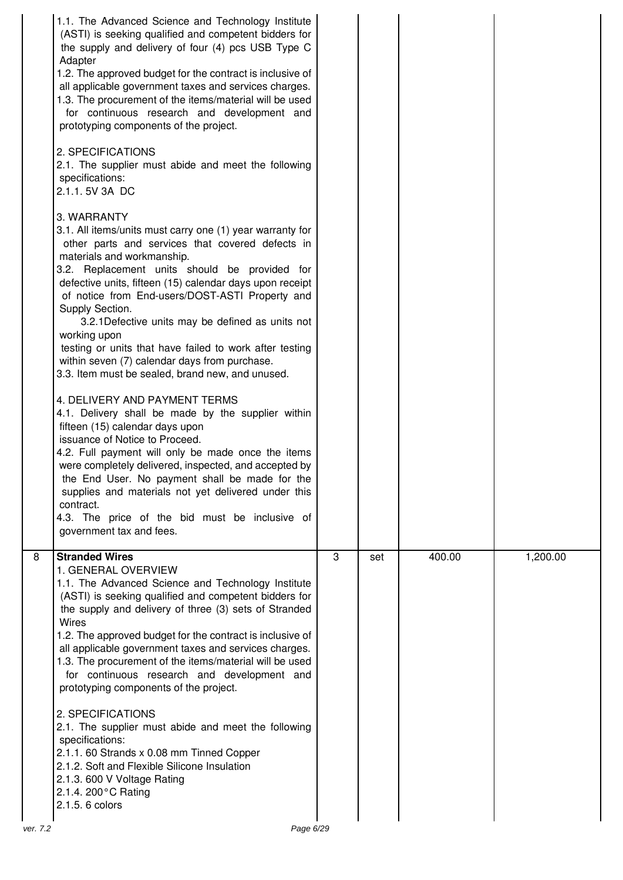| | | | | | |
|---|---|---|---|---|---|
| | 1.1. The Advanced Science and Technology Institute (ASTI) is seeking qualified and competent bidders for the supply and delivery of four (4) pcs USB Type C Adapter<br>1.2. The approved budget for the contract is inclusive of all applicable government taxes and services charges.<br>1.3. The procurement of the items/material will be used for continuous research and development and prototyping components of the project.<br><br>2. SPECIFICATIONS<br>2.1. The supplier must abide and meet the following specifications:<br>2.1.1. 5V 3A DC<br><br>3. WARRANTY<br>3.1. All items/units must carry one (1) year warranty for other parts and services that covered defects in materials and workmanship.<br>3.2. Replacement units should be provided for defective units, fifteen (15) calendar days upon receipt of notice from End-users/DOST-ASTI Property and Supply Section.<br>3.2.1Defective units may be defined as units not working upon testing or units that have failed to work after testing within seven (7) calendar days from purchase.<br>3.3. Item must be sealed, brand new, and unused.<br><br>4. DELIVERY AND PAYMENT TERMS<br>4.1. Delivery shall be made by the supplier within fifteen (15) calendar days upon issuance of Notice to Proceed.<br>4.2. Full payment will only be made once the items were completely delivered, inspected, and accepted by the End User. No payment shall be made for the supplies and materials not yet delivered under this contract.<br>4.3. The price of the bid must be inclusive of government tax and fees. | | | | |
| 8 | **Stranded Wires**<br>1. GENERAL OVERVIEW<br>1.1. The Advanced Science and Technology Institute (ASTI) is seeking qualified and competent bidders for the supply and delivery of three (3) sets of Stranded Wires<br>1.2. The approved budget for the contract is inclusive of all applicable government taxes and services charges.<br>1.3. The procurement of the items/material will be used for continuous research and development and prototyping components of the project.<br><br>2. SPECIFICATIONS<br>2.1. The supplier must abide and meet the following specifications:<br>2.1.1. 60 Strands x 0.08 mm Tinned Copper<br>2.1.2. Soft and Flexible Silicone Insulation<br>2.1.3. 600 V Voltage Rating<br>2.1.4. 200°C Rating<br>2.1.5. 6 colors | 3 | set | 400.00 | 1,200.00 |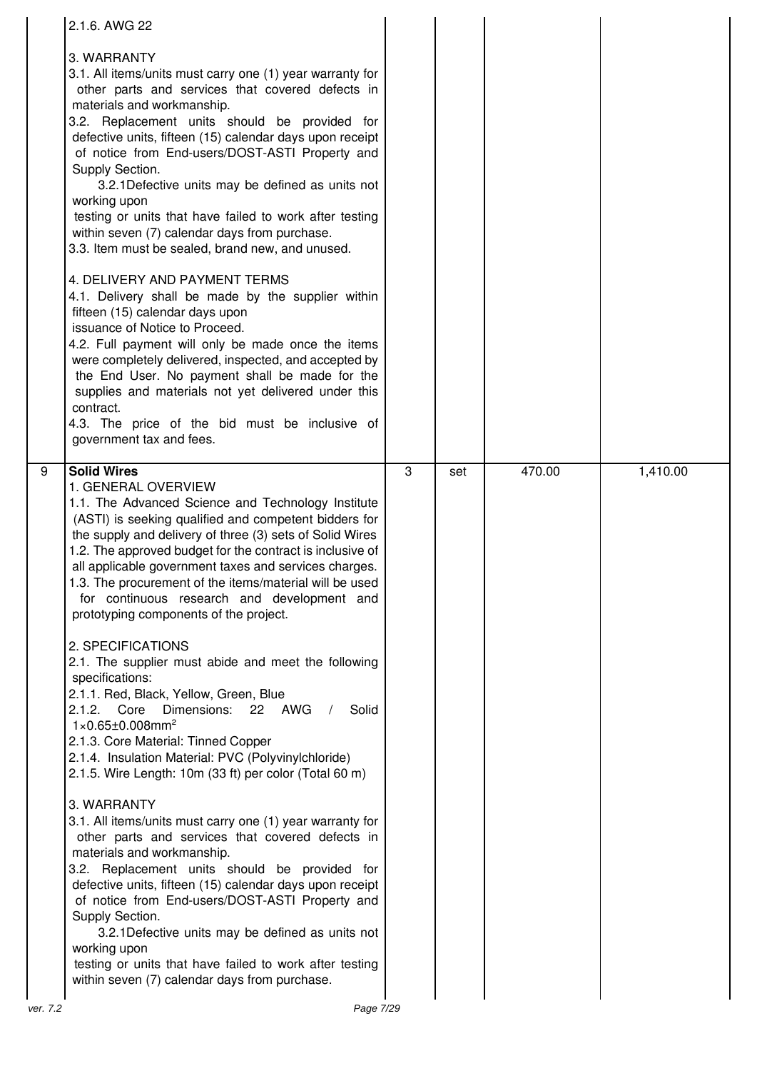| | | | | | |
|---|---|---|---|---|---|
| | 2.1.6. AWG 22<br><br>3. WARRANTY<br>3.1. All items/units must carry one (1) year warranty for other parts and services that covered defects in materials and workmanship.<br>3.2. Replacement units should be provided for defective units, fifteen (15) calendar days upon receipt of notice from End-users/DOST-ASTI Property and Supply Section.<br>3.2.1Defective units may be defined as units not working upon testing or units that have failed to work after testing within seven (7) calendar days from purchase.<br>3.3. Item must be sealed, brand new, and unused.<br><br>4. DELIVERY AND PAYMENT TERMS<br>4.1. Delivery shall be made by the supplier within fifteen (15) calendar days upon issuance of Notice to Proceed.<br>4.2. Full payment will only be made once the items were completely delivered, inspected, and accepted by the End User. No payment shall be made for the supplies and materials not yet delivered under this contract.<br>4.3. The price of the bid must be inclusive of government tax and fees. | | | | |
| 9 | **Solid Wires**<br>1. GENERAL OVERVIEW<br>1.1. The Advanced Science and Technology Institute (ASTI) is seeking qualified and competent bidders for the supply and delivery of three (3) sets of Solid Wires<br>1.2. The approved budget for the contract is inclusive of all applicable government taxes and services charges.<br>1.3. The procurement of the items/material will be used for continuous research and development and prototyping components of the project.<br><br>2. SPECIFICATIONS<br>2.1. The supplier must abide and meet the following specifications:<br>2.1.1. Red, Black, Yellow, Green, Blue<br>2.1.2. Core Dimensions: 22 AWG / Solid $1 \times 0.65 \pm 0.008 mm^2$<br>2.1.3. Core Material: Tinned Copper<br>2.1.4. Insulation Material: PVC (Polyvinylchloride)<br>2.1.5. Wire Length: 10m (33 ft) per color (Total 60 m)<br><br>3. WARRANTY<br>3.1. All items/units must carry one (1) year warranty for other parts and services that covered defects in materials and workmanship.<br>3.2. Replacement units should be provided for defective units, fifteen (15) calendar days upon receipt of notice from End-users/DOST-ASTI Property and Supply Section.<br>3.2.1Defective units may be defined as units not working upon testing or units that have failed to work after testing within seven (7) calendar days from purchase. | 3 | set | 470.00 | 1,410.00 |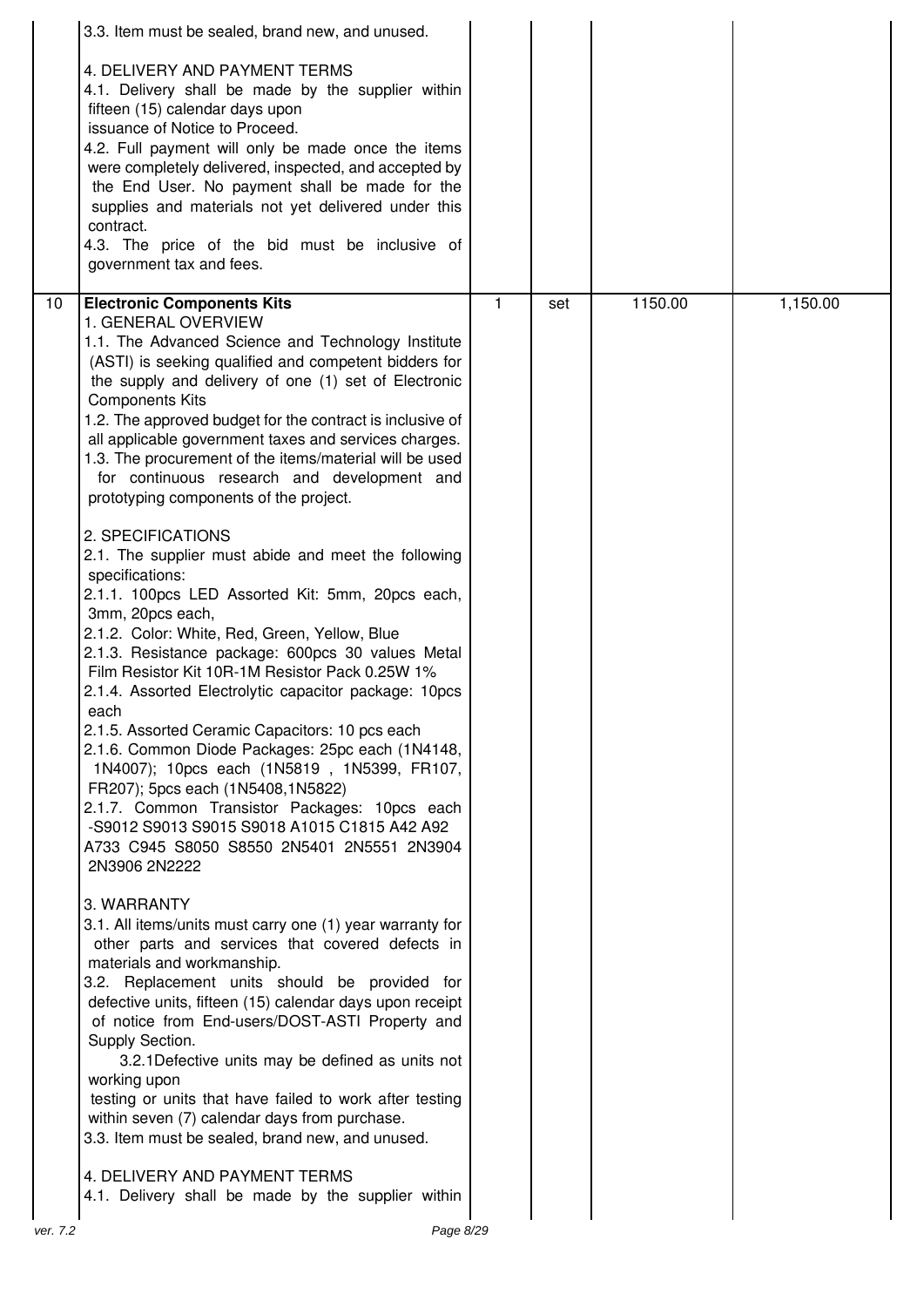| | | | | | |
|---|---|---|---|---|---|
| | 3.3. Item must be sealed, brand new, and unused.<br><br>4. DELIVERY AND PAYMENT TERMS<br>4.1. Delivery shall be made by the supplier within fifteen (15) calendar days upon issuance of Notice to Proceed.<br>4.2. Full payment will only be made once the items were completely delivered, inspected, and accepted by the End User. No payment shall be made for the supplies and materials not yet delivered under this contract.<br>4.3. The price of the bid must be inclusive of government tax and fees. | | | | |
| 10 | **Electronic Components Kits**<br>1. GENERAL OVERVIEW<br>1.1. The Advanced Science and Technology Institute (ASTI) is seeking qualified and competent bidders for the supply and delivery of one (1) set of Electronic Components Kits<br>1.2. The approved budget for the contract is inclusive of all applicable government taxes and services charges.<br>1.3. The procurement of the items/material will be used for continuous research and development and prototyping components of the project.<br><br>2. SPECIFICATIONS<br>2.1. The supplier must abide and meet the following specifications:<br>2.1.1. 100pcs LED Assorted Kit: 5mm, 20pcs each, 3mm, 20pcs each,<br>2.1.2. Color: White, Red, Green, Yellow, Blue<br>2.1.3. Resistance package: 600pcs 30 values Metal Film Resistor Kit 10R-1M Resistor Pack 0.25W 1%<br>2.1.4. Assorted Electrolytic capacitor package: 10pcs each<br>2.1.5. Assorted Ceramic Capacitors: 10 pcs each<br>2.1.6. Common Diode Packages: 25pc each (1N4148, 1N4007); 10pcs each (1N5819 , 1N5399, FR107, FR207); 5pcs each (1N5408,1N5822)<br>2.1.7. Common Transistor Packages: 10pcs each -S9012 S9013 S9015 S9018 A1015 C1815 A42 A92 A733 C945 S8050 S8550 2N5401 2N5551 2N3904 2N3906 2N2222<br><br>3. WARRANTY<br>3.1. All items/units must carry one (1) year warranty for other parts and services that covered defects in materials and workmanship.<br>3.2. Replacement units should be provided for defective units, fifteen (15) calendar days upon receipt of notice from End-users/DOST-ASTI Property and Supply Section.<br>3.2.1Defective units may be defined as units not working upon testing or units that have failed to work after testing within seven (7) calendar days from purchase.<br>3.3. Item must be sealed, brand new, and unused.<br><br>4. DELIVERY AND PAYMENT TERMS<br>4.1. Delivery shall be made by the supplier within | 1 | set | 1150.00 | 1,150.00 |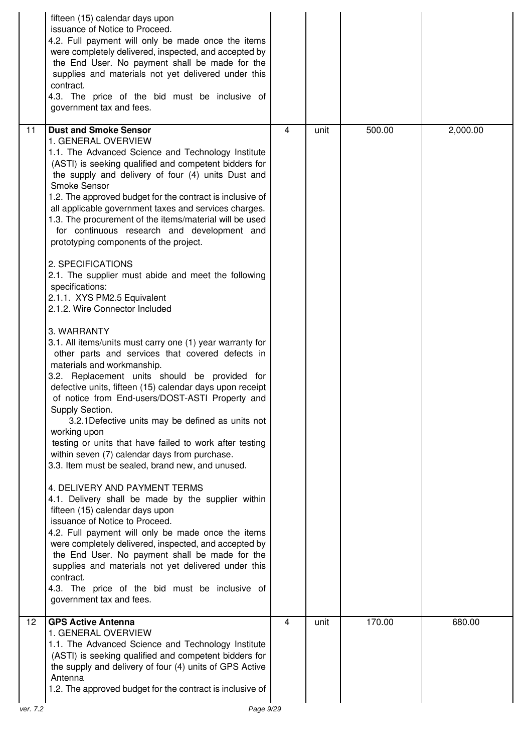| | | | | | |
|---|---|---|---|---|---|
| | fifteen (15) calendar days upon issuance of Notice to Proceed.<br>4.2. Full payment will only be made once the items were completely delivered, inspected, and accepted by the End User. No payment shall be made for the supplies and materials not yet delivered under this contract.<br>4.3. The price of the bid must be inclusive of government tax and fees. | | | | |
| 11 | **Dust and Smoke Sensor**<br>1. GENERAL OVERVIEW<br>1.1. The Advanced Science and Technology Institute (ASTI) is seeking qualified and competent bidders for the supply and delivery of four (4) units Dust and Smoke Sensor<br>1.2. The approved budget for the contract is inclusive of all applicable government taxes and services charges.<br>1.3. The procurement of the items/material will be used for continuous research and development and prototyping components of the project.<br><br>2. SPECIFICATIONS<br>2.1. The supplier must abide and meet the following specifications:<br>2.1.1. XYS PM2.5 Equivalent<br>2.1.2. Wire Connector Included<br><br>3. WARRANTY<br>3.1. All items/units must carry one (1) year warranty for other parts and services that covered defects in materials and workmanship.<br>3.2. Replacement units should be provided for defective units, fifteen (15) calendar days upon receipt of notice from End-users/DOST-ASTI Property and Supply Section.<br>3.2.1Defective units may be defined as units not working upon testing or units that have failed to work after testing within seven (7) calendar days from purchase.<br>3.3. Item must be sealed, brand new, and unused.<br><br>4. DELIVERY AND PAYMENT TERMS<br>4.1. Delivery shall be made by the supplier within fifteen (15) calendar days upon issuance of Notice to Proceed.<br>4.2. Full payment will only be made once the items were completely delivered, inspected, and accepted by the End User. No payment shall be made for the supplies and materials not yet delivered under this contract.<br>4.3. The price of the bid must be inclusive of government tax and fees. | 4 | unit | 500.00 | 2,000.00 |
| 12 | **GPS Active Antenna**<br>1. GENERAL OVERVIEW<br>1.1. The Advanced Science and Technology Institute (ASTI) is seeking qualified and competent bidders for the supply and delivery of four (4) units of GPS Active Antenna<br>1.2. The approved budget for the contract is inclusive of | 4 | unit | 170.00 | 680.00 |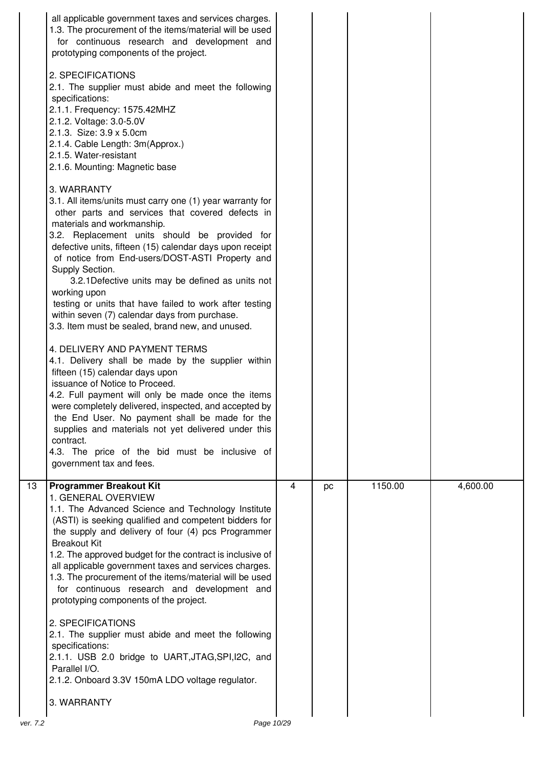| | | | | | |
|---|---|---|---|---|---|
| | all applicable government taxes and services charges.<br>1.3. The procurement of the items/material will be used for continuous research and development and prototyping components of the project.<br><br>2. SPECIFICATIONS<br>2.1. The supplier must abide and meet the following specifications:<br>2.1.1. Frequency: 1575.42MHZ<br>2.1.2. Voltage: 3.0-5.0V<br>2.1.3. Size: 3.9 x 5.0cm<br>2.1.4. Cable Length: 3m(Approx.)<br>2.1.5. Water-resistant<br>2.1.6. Mounting: Magnetic base<br><br>3. WARRANTY<br>3.1. All items/units must carry one (1) year warranty for other parts and services that covered defects in materials and workmanship.<br>3.2. Replacement units should be provided for defective units, fifteen (15) calendar days upon receipt of notice from End-users/DOST-ASTI Property and Supply Section.<br>3.2.1Defective units may be defined as units not working upon testing or units that have failed to work after testing within seven (7) calendar days from purchase.<br>3.3. Item must be sealed, brand new, and unused.<br><br>4. DELIVERY AND PAYMENT TERMS<br>4.1. Delivery shall be made by the supplier within fifteen (15) calendar days upon issuance of Notice to Proceed.<br>4.2. Full payment will only be made once the items were completely delivered, inspected, and accepted by the End User. No payment shall be made for the supplies and materials not yet delivered under this contract.<br>4.3. The price of the bid must be inclusive of government tax and fees. | | | | |
| 13 | **Programmer Breakout Kit**<br>1. GENERAL OVERVIEW<br>1.1. The Advanced Science and Technology Institute (ASTI) is seeking qualified and competent bidders for the supply and delivery of four (4) pcs Programmer Breakout Kit<br>1.2. The approved budget for the contract is inclusive of all applicable government taxes and services charges.<br>1.3. The procurement of the items/material will be used for continuous research and development and prototyping components of the project.<br><br>2. SPECIFICATIONS<br>2.1. The supplier must abide and meet the following specifications:<br>2.1.1. USB 2.0 bridge to UART,JTAG,SPI,I2C, and Parallel I/O.<br>2.1.2. Onboard 3.3V 150mA LDO voltage regulator.<br><br>3. WARRANTY | 4 | pc | 1150.00 | 4,600.00 |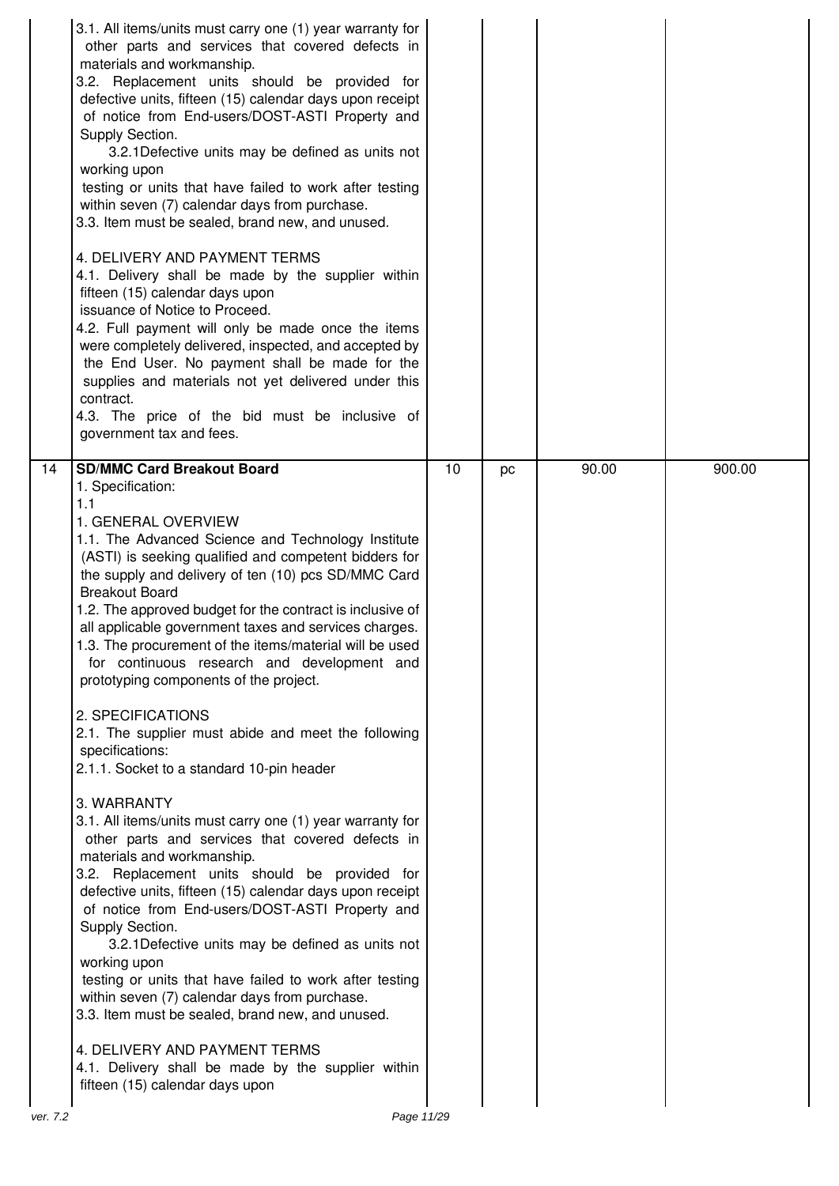| | | | | | |
|---|---|---|---|---|---|
| | 3.1. All items/units must carry one (1) year warranty for other parts and services that covered defects in materials and workmanship.<br>3.2. Replacement units should be provided for defective units, fifteen (15) calendar days upon receipt of notice from End-users/DOST-ASTI Property and Supply Section.<br>3.2.1Defective units may be defined as units not working upon<br>testing or units that have failed to work after testing within seven (7) calendar days from purchase.<br>3.3. Item must be sealed, brand new, and unused.<br><br>4. DELIVERY AND PAYMENT TERMS<br>4.1. Delivery shall be made by the supplier within fifteen (15) calendar days upon<br>issuance of Notice to Proceed.<br>4.2. Full payment will only be made once the items were completely delivered, inspected, and accepted by the End User. No payment shall be made for the supplies and materials not yet delivered under this contract.<br>4.3. The price of the bid must be inclusive of government tax and fees. | | | | |
| 14 | **SD/MMC Card Breakout Board**<br>1. Specification:<br>1.1<br>1. GENERAL OVERVIEW<br>1.1. The Advanced Science and Technology Institute (ASTI) is seeking qualified and competent bidders for the supply and delivery of ten (10) pcs SD/MMC Card Breakout Board<br>1.2. The approved budget for the contract is inclusive of all applicable government taxes and services charges.<br>1.3. The procurement of the items/material will be used for continuous research and development and prototyping components of the project.<br><br>2. SPECIFICATIONS<br>2.1. The supplier must abide and meet the following specifications:<br>2.1.1. Socket to a standard 10-pin header<br><br>3. WARRANTY<br>3.1. All items/units must carry one (1) year warranty for other parts and services that covered defects in materials and workmanship.<br>3.2. Replacement units should be provided for defective units, fifteen (15) calendar days upon receipt of notice from End-users/DOST-ASTI Property and Supply Section.<br>3.2.1Defective units may be defined as units not working upon<br>testing or units that have failed to work after testing within seven (7) calendar days from purchase.<br>3.3. Item must be sealed, brand new, and unused.<br><br>4. DELIVERY AND PAYMENT TERMS<br>4.1. Delivery shall be made by the supplier within fifteen (15) calendar days upon | 10 | pc | 90.00 | 900.00 |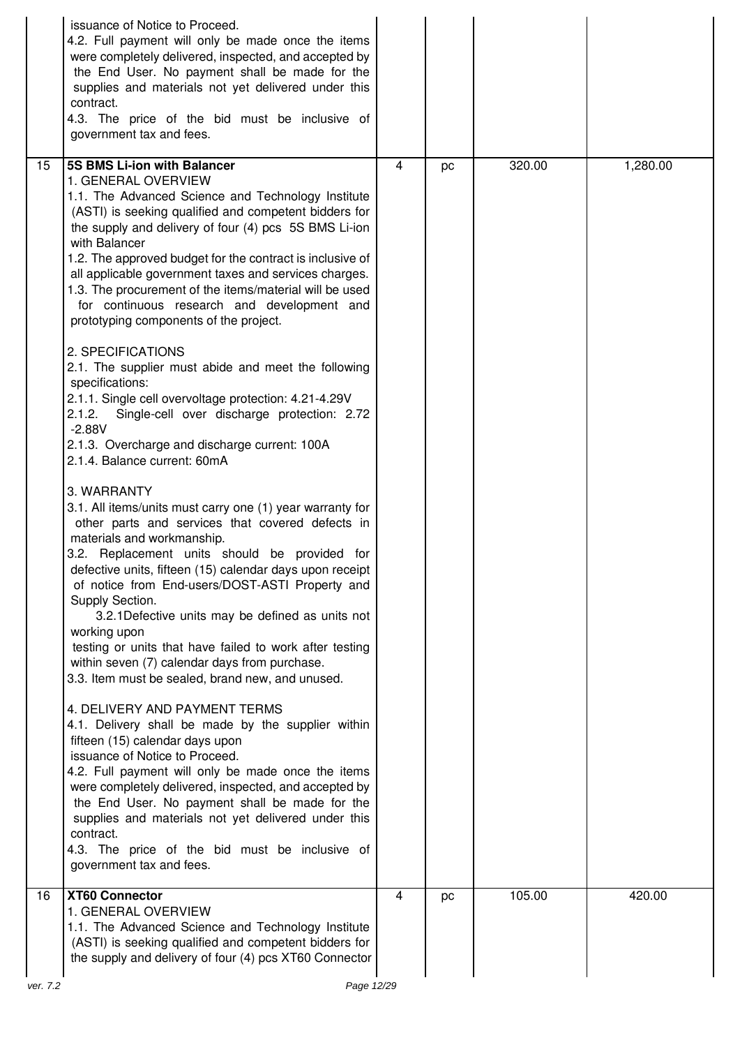| | | | | | |
|---|---|---|---|---|---|
| | issuance of Notice to Proceed.<br>4.2. Full payment will only be made once the items were completely delivered, inspected, and accepted by the End User. No payment shall be made for the supplies and materials not yet delivered under this contract.<br>4.3. The price of the bid must be inclusive of government tax and fees. | | | | |
| 15 | **5S BMS Li-ion with Balancer**<br>1. GENERAL OVERVIEW<br>1.1. The Advanced Science and Technology Institute (ASTI) is seeking qualified and competent bidders for the supply and delivery of four (4) pcs 5S BMS Li-ion with Balancer<br>1.2. The approved budget for the contract is inclusive of all applicable government taxes and services charges.<br>1.3. The procurement of the items/material will be used for continuous research and development and prototyping components of the project.<br><br>2. SPECIFICATIONS<br>2.1. The supplier must abide and meet the following specifications:<br>2.1.1. Single cell overvoltage protection: 4.21-4.29V<br>2.1.2. Single-cell over discharge protection: 2.72 -2.88V<br>2.1.3. Overcharge and discharge current: 100A<br>2.1.4. Balance current: 60mA<br><br>3. WARRANTY<br>3.1. All items/units must carry one (1) year warranty for other parts and services that covered defects in materials and workmanship.<br>3.2. Replacement units should be provided for defective units, fifteen (15) calendar days upon receipt of notice from End-users/DOST-ASTI Property and Supply Section.<br>3.2.1Defective units may be defined as units not working upon testing or units that have failed to work after testing within seven (7) calendar days from purchase.<br>3.3. Item must be sealed, brand new, and unused.<br><br>4. DELIVERY AND PAYMENT TERMS<br>4.1. Delivery shall be made by the supplier within fifteen (15) calendar days upon issuance of Notice to Proceed.<br>4.2. Full payment will only be made once the items were completely delivered, inspected, and accepted by the End User. No payment shall be made for the supplies and materials not yet delivered under this contract.<br>4.3. The price of the bid must be inclusive of government tax and fees. | 4 | pc | 320.00 | 1,280.00 |
| 16 | **XT60 Connector**<br>1. GENERAL OVERVIEW<br>1.1. The Advanced Science and Technology Institute (ASTI) is seeking qualified and competent bidders for the supply and delivery of four (4) pcs XT60 Connector | 4 | pc | 105.00 | 420.00 |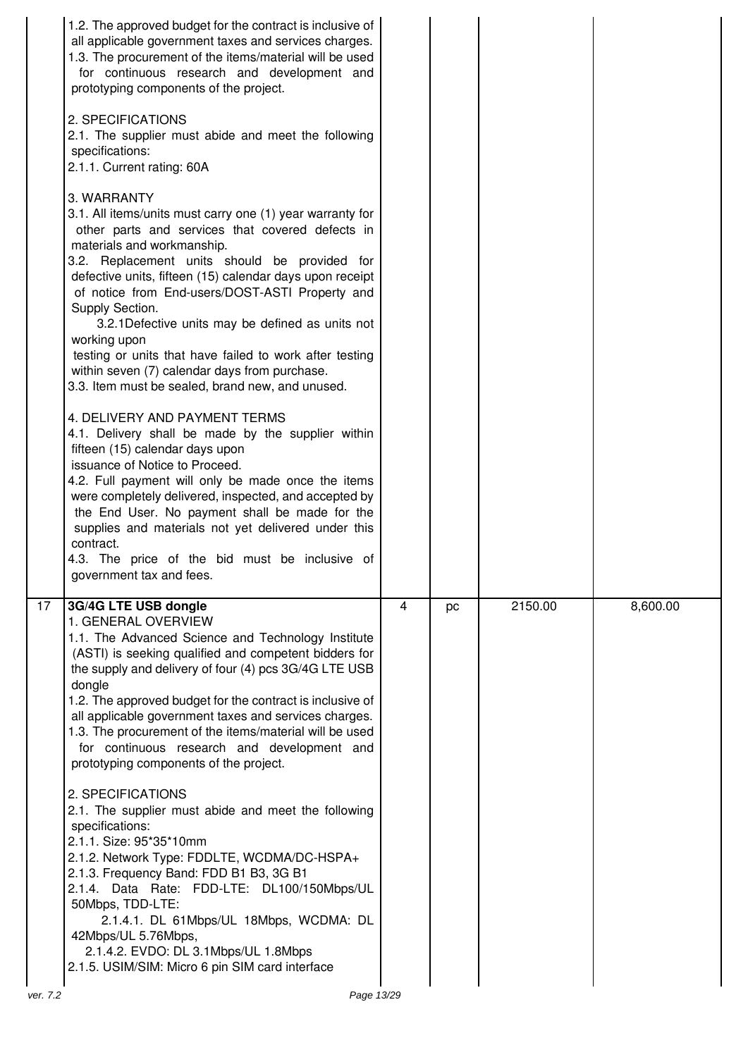| | | | | | |
|---|---|---|---|---|---|
| | 1.2. The approved budget for the contract is inclusive of all applicable government taxes and services charges.<br>1.3. The procurement of the items/material will be used for continuous research and development and prototyping components of the project.<br><br>2. SPECIFICATIONS<br>2.1. The supplier must abide and meet the following specifications:<br>2.1.1. Current rating: 60A<br><br>3. WARRANTY<br>3.1. All items/units must carry one (1) year warranty for other parts and services that covered defects in materials and workmanship.<br>3.2. Replacement units should be provided for defective units, fifteen (15) calendar days upon receipt of notice from End-users/DOST-ASTI Property and Supply Section.<br>3.2.1Defective units may be defined as units not working upon<br>testing or units that have failed to work after testing within seven (7) calendar days from purchase.<br>3.3. Item must be sealed, brand new, and unused.<br><br>4. DELIVERY AND PAYMENT TERMS<br>4.1. Delivery shall be made by the supplier within fifteen (15) calendar days upon<br>issuance of Notice to Proceed.<br>4.2. Full payment will only be made once the items were completely delivered, inspected, and accepted by the End User. No payment shall be made for the supplies and materials not yet delivered under this contract.<br>4.3. The price of the bid must be inclusive of government tax and fees. | | | | |
| 17 | **3G/4G LTE USB dongle**<br>1. GENERAL OVERVIEW<br>1.1. The Advanced Science and Technology Institute (ASTI) is seeking qualified and competent bidders for the supply and delivery of four (4) pcs 3G/4G LTE USB dongle<br>1.2. The approved budget for the contract is inclusive of all applicable government taxes and services charges.<br>1.3. The procurement of the items/material will be used for continuous research and development and prototyping components of the project.<br><br>2. SPECIFICATIONS<br>2.1. The supplier must abide and meet the following specifications:<br>2.1.1. Size: 95*35*10mm<br>2.1.2. Network Type: FDDLTE, WCDMA/DC-HSPA+<br>2.1.3. Frequency Band: FDD B1 B3, 3G B1<br>2.1.4. Data Rate: FDD-LTE: DL100/150Mbps/UL 50Mbps, TDD-LTE:<br>2.1.4.1. DL 61Mbps/UL 18Mbps, WCDMA: DL 42Mbps/UL 5.76Mbps,<br>2.1.4.2. EVDO: DL 3.1Mbps/UL 1.8Mbps<br>2.1.5. USIM/SIM: Micro 6 pin SIM card interface | 4 | pc | 2150.00 | 8,600.00 |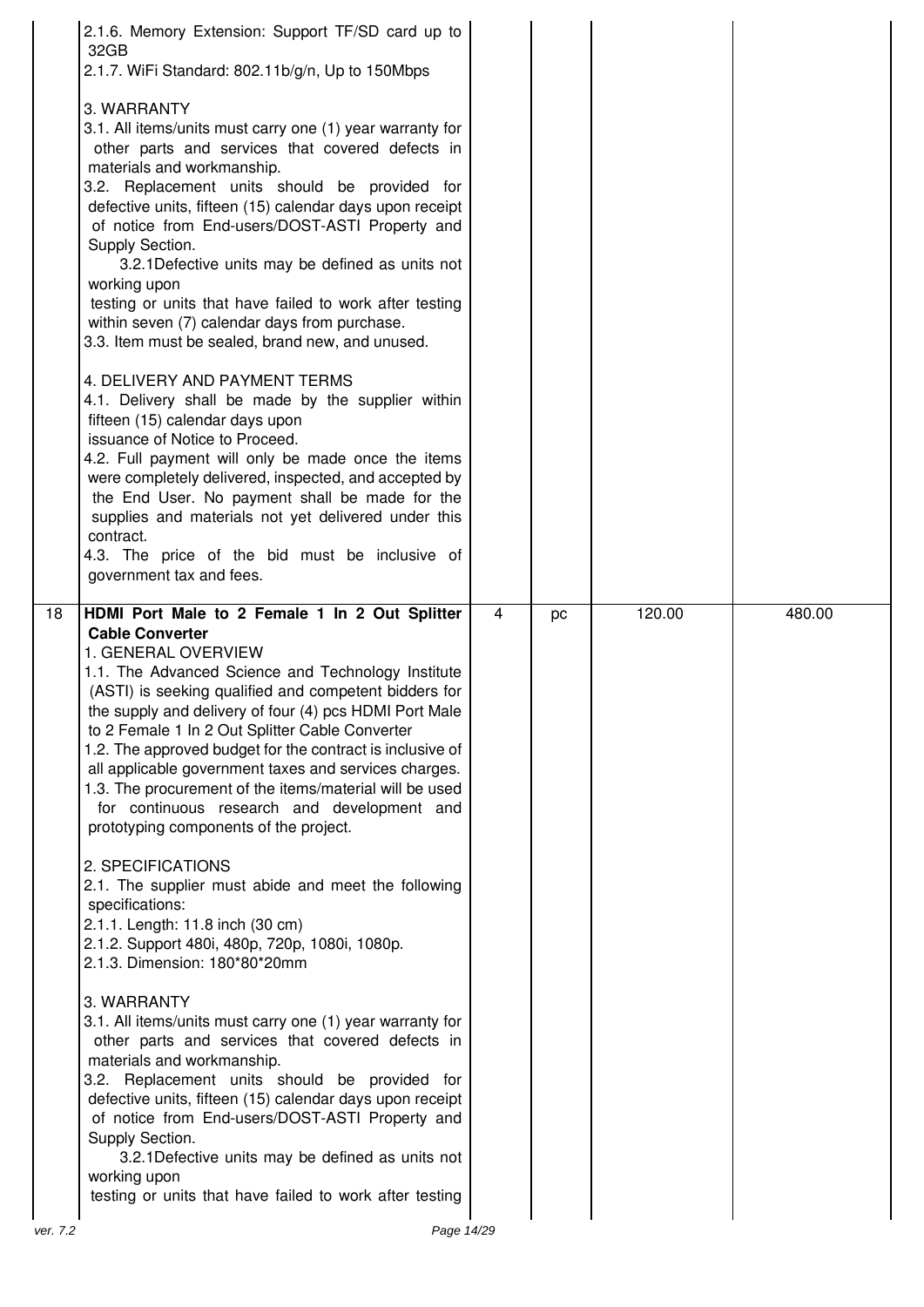| | | | | | |
|---|---|---|---|---|---|
| | 2.1.6. Memory Extension: Support TF/SD card up to 32GB<br>2.1.7. WiFi Standard: 802.11b/g/n, Up to 150Mbps<br><br>3. WARRANTY<br>3.1. All items/units must carry one (1) year warranty for other parts and services that covered defects in materials and workmanship.<br>3.2. Replacement units should be provided for defective units, fifteen (15) calendar days upon receipt of notice from End-users/DOST-ASTI Property and Supply Section.<br>3.2.1Defective units may be defined as units not working upon testing or units that have failed to work after testing within seven (7) calendar days from purchase.<br>3.3. Item must be sealed, brand new, and unused.<br><br>4. DELIVERY AND PAYMENT TERMS<br>4.1. Delivery shall be made by the supplier within fifteen (15) calendar days upon issuance of Notice to Proceed.<br>4.2. Full payment will only be made once the items were completely delivered, inspected, and accepted by the End User. No payment shall be made for the supplies and materials not yet delivered under this contract.<br>4.3. The price of the bid must be inclusive of government tax and fees. | | | | |
| 18 | **HDMI Port Male to 2 Female 1 In 2 Out Splitter Cable Converter**<br>1. GENERAL OVERVIEW<br>1.1. The Advanced Science and Technology Institute (ASTI) is seeking qualified and competent bidders for the supply and delivery of four (4) pcs HDMI Port Male to 2 Female 1 In 2 Out Splitter Cable Converter<br>1.2. The approved budget for the contract is inclusive of all applicable government taxes and services charges.<br>1.3. The procurement of the items/material will be used for continuous research and development and prototyping components of the project.<br><br>2. SPECIFICATIONS<br>2.1. The supplier must abide and meet the following specifications:<br>2.1.1. Length: 11.8 inch (30 cm)<br>2.1.2. Support 480i, 480p, 720p, 1080i, 1080p.<br>2.1.3. Dimension: 180*80*20mm<br><br>3. WARRANTY<br>3.1. All items/units must carry one (1) year warranty for other parts and services that covered defects in materials and workmanship.<br>3.2. Replacement units should be provided for defective units, fifteen (15) calendar days upon receipt of notice from End-users/DOST-ASTI Property and Supply Section.<br>3.2.1Defective units may be defined as units not working upon testing or units that have failed to work after testing | 4 | pc | 120.00 | 480.00 |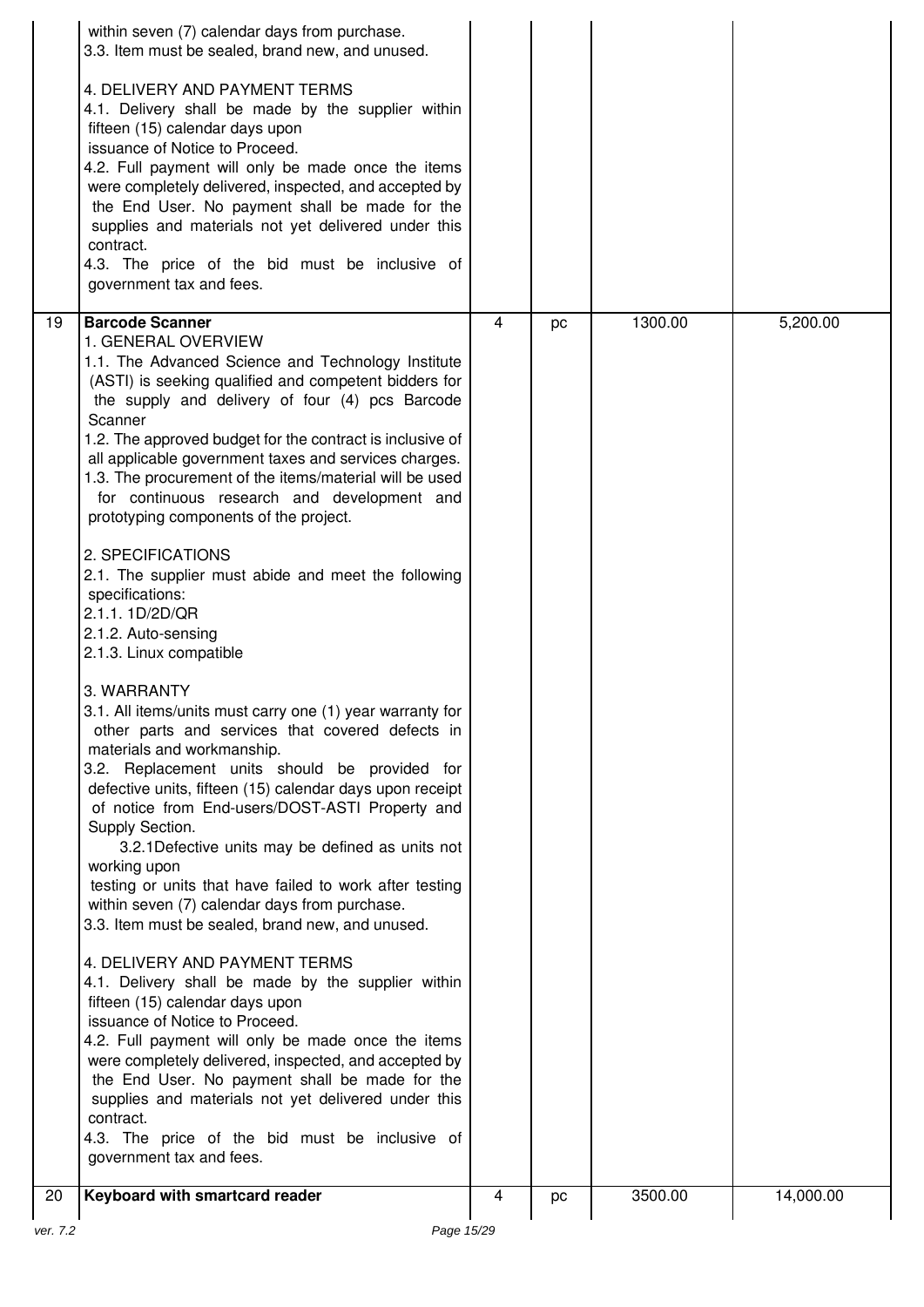| | | | | | |
|---|---|---|---|---|---|
| | within seven (7) calendar days from purchase.<br>3.3. Item must be sealed, brand new, and unused.<br><br>4. DELIVERY AND PAYMENT TERMS<br>4.1. Delivery shall be made by the supplier within fifteen (15) calendar days upon issuance of Notice to Proceed.<br>4.2. Full payment will only be made once the items were completely delivered, inspected, and accepted by the End User. No payment shall be made for the supplies and materials not yet delivered under this contract.<br>4.3. The price of the bid must be inclusive of government tax and fees. | | | | |
| 19 | **Barcode Scanner**<br>1. GENERAL OVERVIEW<br>1.1. The Advanced Science and Technology Institute (ASTI) is seeking qualified and competent bidders for the supply and delivery of four (4) pcs Barcode Scanner<br>1.2. The approved budget for the contract is inclusive of all applicable government taxes and services charges.<br>1.3. The procurement of the items/material will be used for continuous research and development and prototyping components of the project.<br><br>2. SPECIFICATIONS<br>2.1. The supplier must abide and meet the following specifications:<br>2.1.1. 1D/2D/QR<br>2.1.2. Auto-sensing<br>2.1.3. Linux compatible<br><br>3. WARRANTY<br>3.1. All items/units must carry one (1) year warranty for other parts and services that covered defects in materials and workmanship.<br>3.2. Replacement units should be provided for defective units, fifteen (15) calendar days upon receipt of notice from End-users/DOST-ASTI Property and Supply Section.<br>3.2.1Defective units may be defined as units not working upon testing or units that have failed to work after testing within seven (7) calendar days from purchase.<br>3.3. Item must be sealed, brand new, and unused.<br><br>4. DELIVERY AND PAYMENT TERMS<br>4.1. Delivery shall be made by the supplier within fifteen (15) calendar days upon issuance of Notice to Proceed.<br>4.2. Full payment will only be made once the items were completely delivered, inspected, and accepted by the End User. No payment shall be made for the supplies and materials not yet delivered under this contract.<br>4.3. The price of the bid must be inclusive of government tax and fees. | 4 | pc | 1300.00 | 5,200.00 |
| 20 | **Keyboard with smartcard reader** | 4 | pc | 3500.00 | 14,000.00 |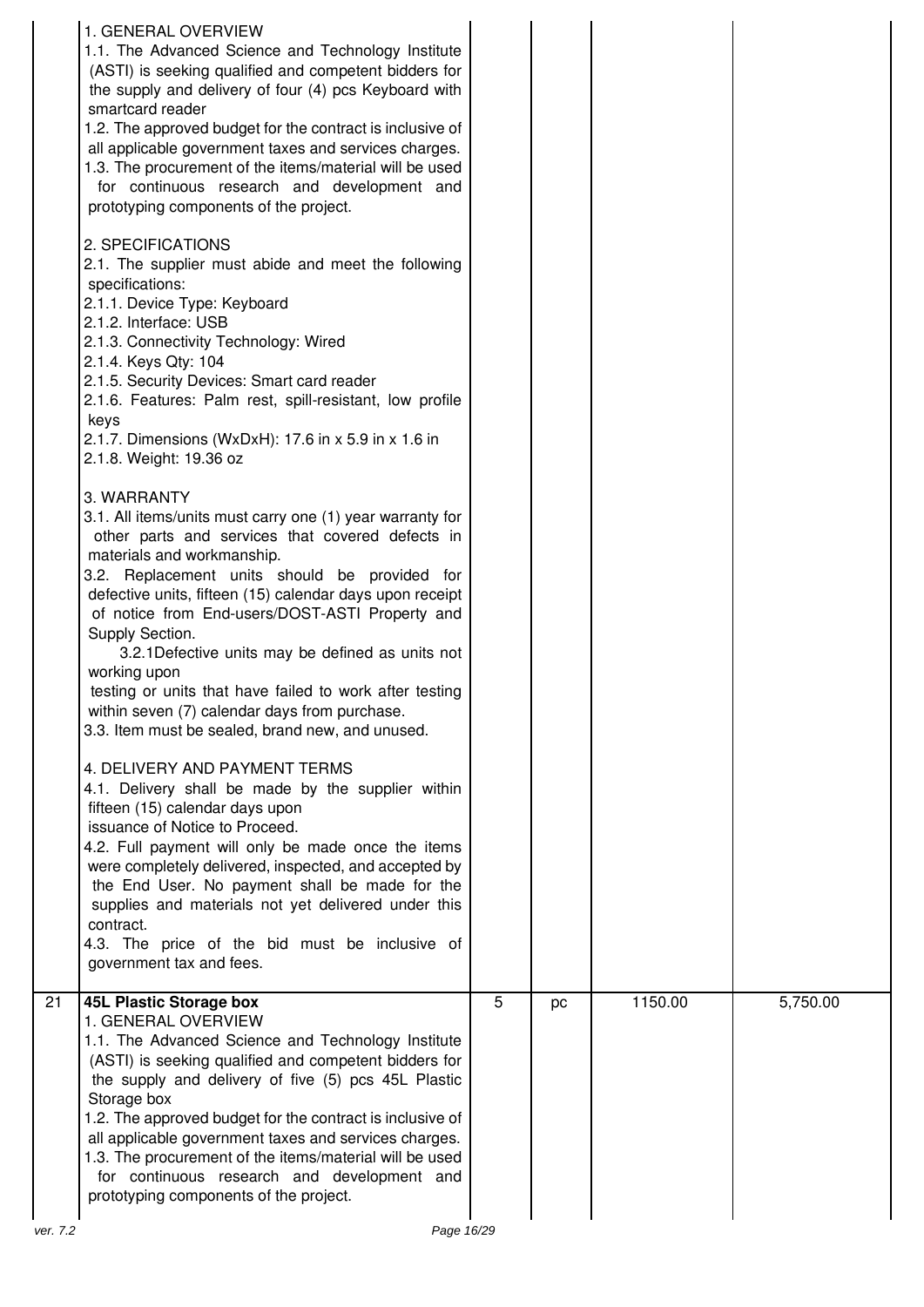| | | | | | |
|---|---|---|---|---|---|
| | 1. GENERAL OVERVIEW<br>1.1. The Advanced Science and Technology Institute (ASTI) is seeking qualified and competent bidders for the supply and delivery of four (4) pcs Keyboard with smartcard reader<br>1.2. The approved budget for the contract is inclusive of all applicable government taxes and services charges.<br>1.3. The procurement of the items/material will be used for continuous research and development and prototyping components of the project.<br><br>2. SPECIFICATIONS<br>2.1. The supplier must abide and meet the following specifications:<br>2.1.1. Device Type: Keyboard<br>2.1.2. Interface: USB<br>2.1.3. Connectivity Technology: Wired<br>2.1.4. Keys Qty: 104<br>2.1.5. Security Devices: Smart card reader<br>2.1.6. Features: Palm rest, spill-resistant, low profile keys<br>2.1.7. Dimensions (WxDxH): 17.6 in x 5.9 in x 1.6 in<br>2.1.8. Weight: 19.36 oz<br><br>3. WARRANTY<br>3.1. All items/units must carry one (1) year warranty for other parts and services that covered defects in materials and workmanship.<br>3.2. Replacement units should be provided for defective units, fifteen (15) calendar days upon receipt of notice from End-users/DOST-ASTI Property and Supply Section.<br>3.2.1Defective units may be defined as units not working upon testing or units that have failed to work after testing within seven (7) calendar days from purchase.<br>3.3. Item must be sealed, brand new, and unused.<br><br>4. DELIVERY AND PAYMENT TERMS<br>4.1. Delivery shall be made by the supplier within fifteen (15) calendar days upon issuance of Notice to Proceed.<br>4.2. Full payment will only be made once the items were completely delivered, inspected, and accepted by the End User. No payment shall be made for the supplies and materials not yet delivered under this contract.<br>4.3. The price of the bid must be inclusive of government tax and fees. | | | | |
| 21 | **45L Plastic Storage box**<br>1. GENERAL OVERVIEW<br>1.1. The Advanced Science and Technology Institute (ASTI) is seeking qualified and competent bidders for the supply and delivery of five (5) pcs 45L Plastic Storage box<br>1.2. The approved budget for the contract is inclusive of all applicable government taxes and services charges.<br>1.3. The procurement of the items/material will be used for continuous research and development and prototyping components of the project. | 5 | pc | 1150.00 | 5,750.00 |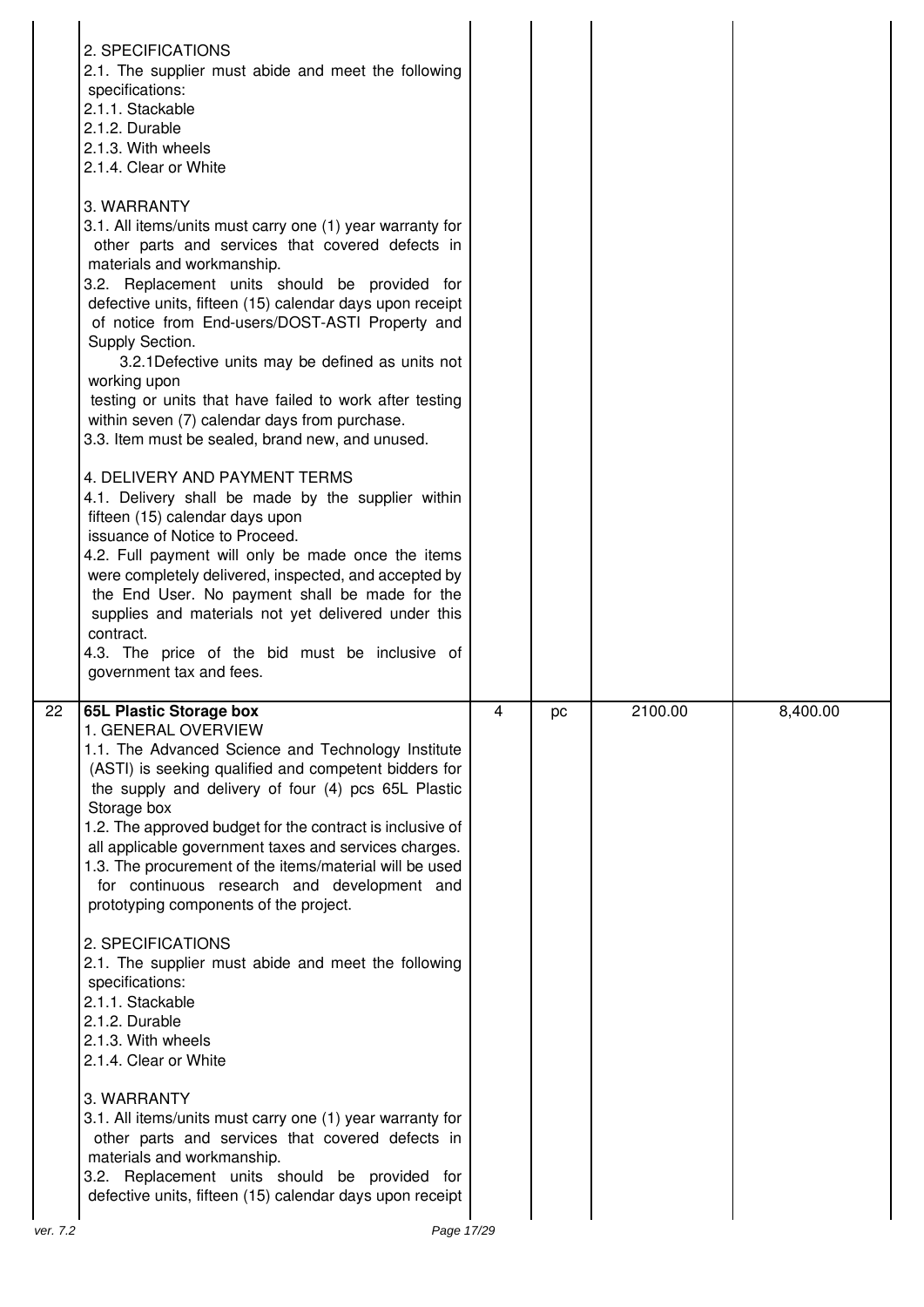| | | | | | |
|---|---|---|---|---|---|
| | 2. SPECIFICATIONS<br>2.1. The supplier must abide and meet the following specifications:<br>2.1.1. Stackable<br>2.1.2. Durable<br>2.1.3. With wheels<br>2.1.4. Clear or White<br><br>3. WARRANTY<br>3.1. All items/units must carry one (1) year warranty for other parts and services that covered defects in materials and workmanship.<br>3.2. Replacement units should be provided for defective units, fifteen (15) calendar days upon receipt of notice from End-users/DOST-ASTI Property and Supply Section.<br>3.2.1Defective units may be defined as units not working upon testing or units that have failed to work after testing within seven (7) calendar days from purchase.<br>3.3. Item must be sealed, brand new, and unused.<br><br>4. DELIVERY AND PAYMENT TERMS<br>4.1. Delivery shall be made by the supplier within fifteen (15) calendar days upon issuance of Notice to Proceed.<br>4.2. Full payment will only be made once the items were completely delivered, inspected, and accepted by the End User. No payment shall be made for the supplies and materials not yet delivered under this contract.<br>4.3. The price of the bid must be inclusive of government tax and fees. | | | | |
| 22 | **65L Plastic Storage box**<br>1. GENERAL OVERVIEW<br>1.1. The Advanced Science and Technology Institute (ASTI) is seeking qualified and competent bidders for the supply and delivery of four (4) pcs 65L Plastic Storage box<br>1.2. The approved budget for the contract is inclusive of all applicable government taxes and services charges.<br>1.3. The procurement of the items/material will be used for continuous research and development and prototyping components of the project.<br><br>2. SPECIFICATIONS<br>2.1. The supplier must abide and meet the following specifications:<br>2.1.1. Stackable<br>2.1.2. Durable<br>2.1.3. With wheels<br>2.1.4. Clear or White<br><br>3. WARRANTY<br>3.1. All items/units must carry one (1) year warranty for other parts and services that covered defects in materials and workmanship.<br>3.2. Replacement units should be provided for defective units, fifteen (15) calendar days upon receipt | 4 | pc | 2100.00 | 8,400.00 |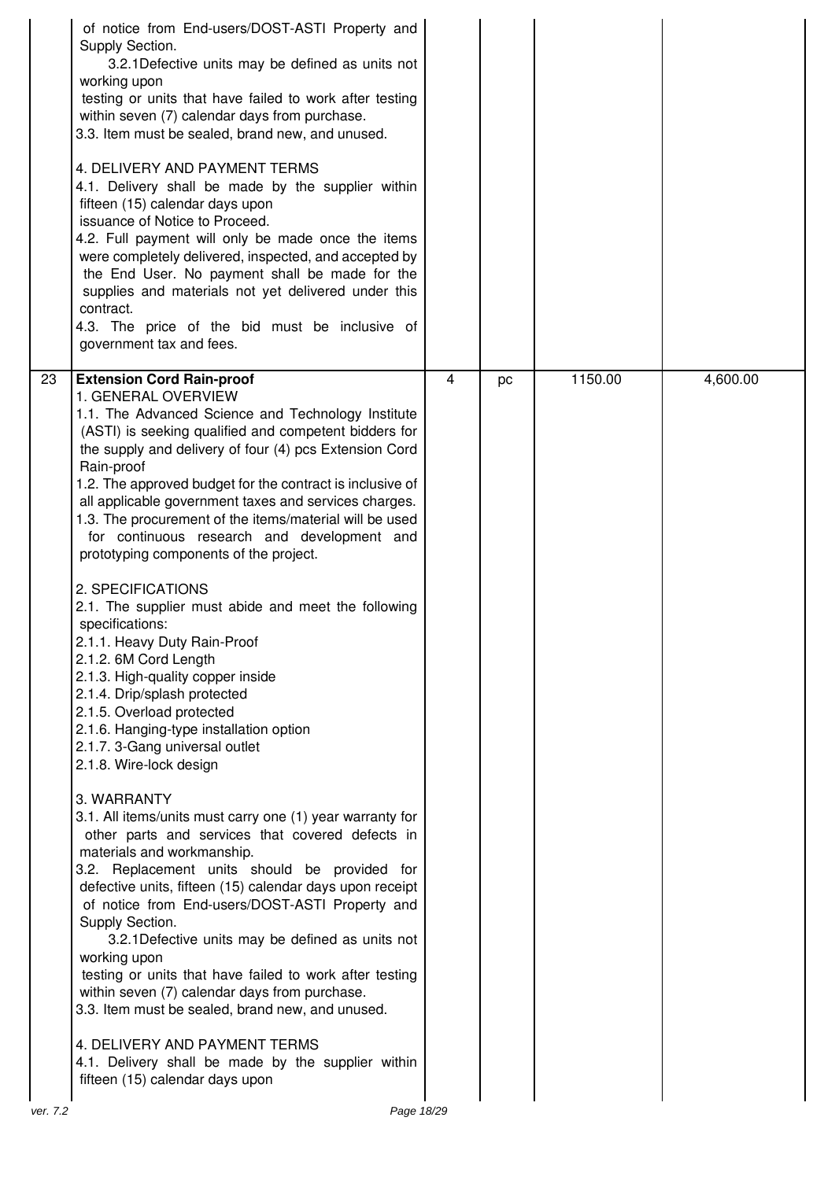| | | | | | |
|---|---|---|---|---|---|
| | of notice from End-users/DOST-ASTI Property and Supply Section.<br>3.2.1Defective units may be defined as units not working upon testing or units that have failed to work after testing within seven (7) calendar days from purchase.<br>3.3. Item must be sealed, brand new, and unused.<br><br>4. DELIVERY AND PAYMENT TERMS<br>4.1. Delivery shall be made by the supplier within fifteen (15) calendar days upon issuance of Notice to Proceed.<br>4.2. Full payment will only be made once the items were completely delivered, inspected, and accepted by the End User. No payment shall be made for the supplies and materials not yet delivered under this contract.<br>4.3. The price of the bid must be inclusive of government tax and fees. | | | | |
| 23 | **Extension Cord Rain-proof**<br>1. GENERAL OVERVIEW<br>1.1. The Advanced Science and Technology Institute (ASTI) is seeking qualified and competent bidders for the supply and delivery of four (4) pcs Extension Cord Rain-proof<br>1.2. The approved budget for the contract is inclusive of all applicable government taxes and services charges.<br>1.3. The procurement of the items/material will be used for continuous research and development and prototyping components of the project.<br><br>2. SPECIFICATIONS<br>2.1. The supplier must abide and meet the following specifications:<br>2.1.1. Heavy Duty Rain-Proof<br>2.1.2. 6M Cord Length<br>2.1.3. High-quality copper inside<br>2.1.4. Drip/splash protected<br>2.1.5. Overload protected<br>2.1.6. Hanging-type installation option<br>2.1.7. 3-Gang universal outlet<br>2.1.8. Wire-lock design<br><br>3. WARRANTY<br>3.1. All items/units must carry one (1) year warranty for other parts and services that covered defects in materials and workmanship.<br>3.2. Replacement units should be provided for defective units, fifteen (15) calendar days upon receipt of notice from End-users/DOST-ASTI Property and Supply Section.<br>3.2.1Defective units may be defined as units not working upon testing or units that have failed to work after testing within seven (7) calendar days from purchase.<br>3.3. Item must be sealed, brand new, and unused.<br><br>4. DELIVERY AND PAYMENT TERMS<br>4.1. Delivery shall be made by the supplier within fifteen (15) calendar days upon | 4 | pc | 1150.00 | 4,600.00 |

ver. 7.2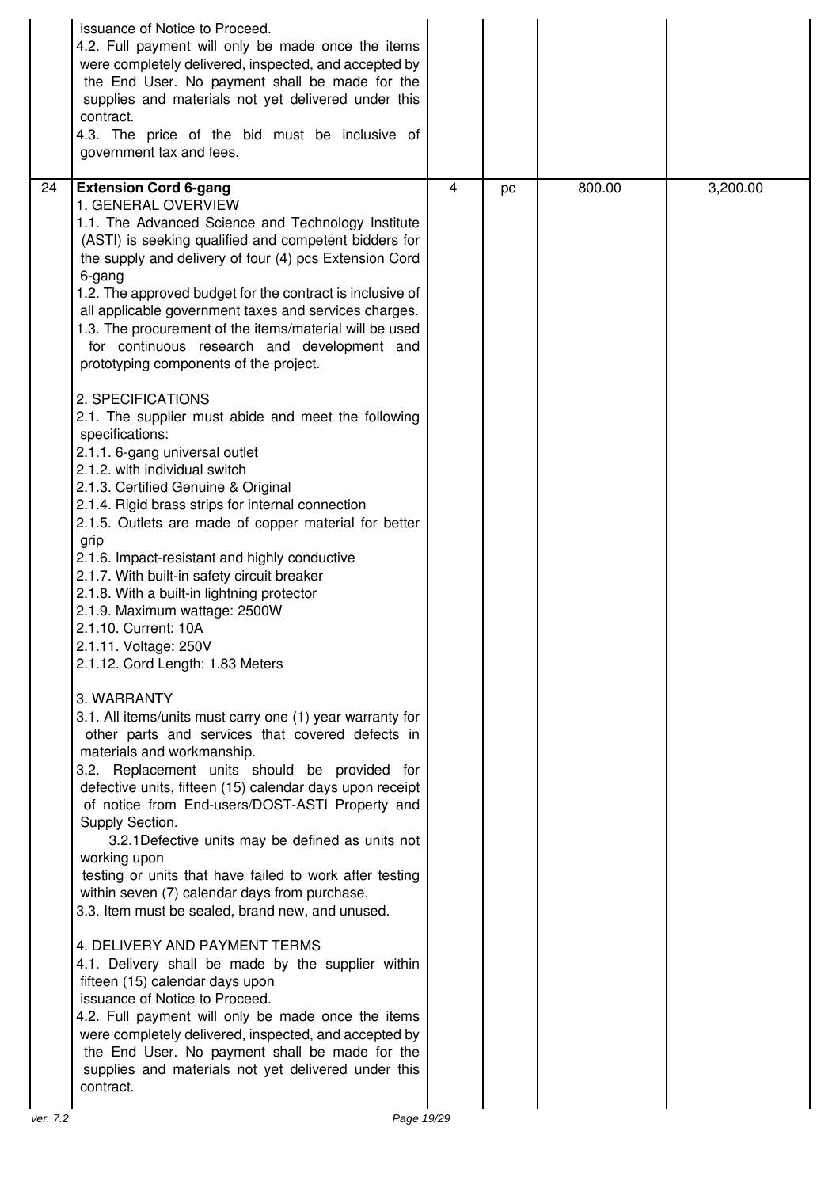| | | | | | |
|---|---|---|---|---|---|
| | issuance of Notice to Proceed.<br>4.2. Full payment will only be made once the items were completely delivered, inspected, and accepted by the End User. No payment shall be made for the supplies and materials not yet delivered under this contract.<br>4.3. The price of the bid must be inclusive of government tax and fees. | | | | |
| 24 | **Extension Cord 6-gang**<br>1. GENERAL OVERVIEW<br>1.1. The Advanced Science and Technology Institute (ASTI) is seeking qualified and competent bidders for the supply and delivery of four (4) pcs Extension Cord 6-gang<br>1.2. The approved budget for the contract is inclusive of all applicable government taxes and services charges.<br>1.3. The procurement of the items/material will be used for continuous research and development and prototyping components of the project.<br><br>2. SPECIFICATIONS<br>2.1. The supplier must abide and meet the following specifications:<br>2.1.1. 6-gang universal outlet<br>2.1.2. with individual switch<br>2.1.3. Certified Genuine & Original<br>2.1.4. Rigid brass strips for internal connection<br>2.1.5. Outlets are made of copper material for better grip<br>2.1.6. Impact-resistant and highly conductive<br>2.1.7. With built-in safety circuit breaker<br>2.1.8. With a built-in lightning protector<br>2.1.9. Maximum wattage: 2500W<br>2.1.10. Current: 10A<br>2.1.11. Voltage: 250V<br>2.1.12. Cord Length: 1.83 Meters<br><br>3. WARRANTY<br>3.1. All items/units must carry one (1) year warranty for other parts and services that covered defects in materials and workmanship.<br>3.2. Replacement units should be provided for defective units, fifteen (15) calendar days upon receipt of notice from End-users/DOST-ASTI Property and Supply Section.<br>3.2.1Defective units may be defined as units not working upon testing or units that have failed to work after testing within seven (7) calendar days from purchase.<br>3.3. Item must be sealed, brand new, and unused.<br><br>4. DELIVERY AND PAYMENT TERMS<br>4.1. Delivery shall be made by the supplier within fifteen (15) calendar days upon issuance of Notice to Proceed.<br>4.2. Full payment will only be made once the items were completely delivered, inspected, and accepted by the End User. No payment shall be made for the supplies and materials not yet delivered under this contract. | 4 | pc | 800.00 | 3,200.00 |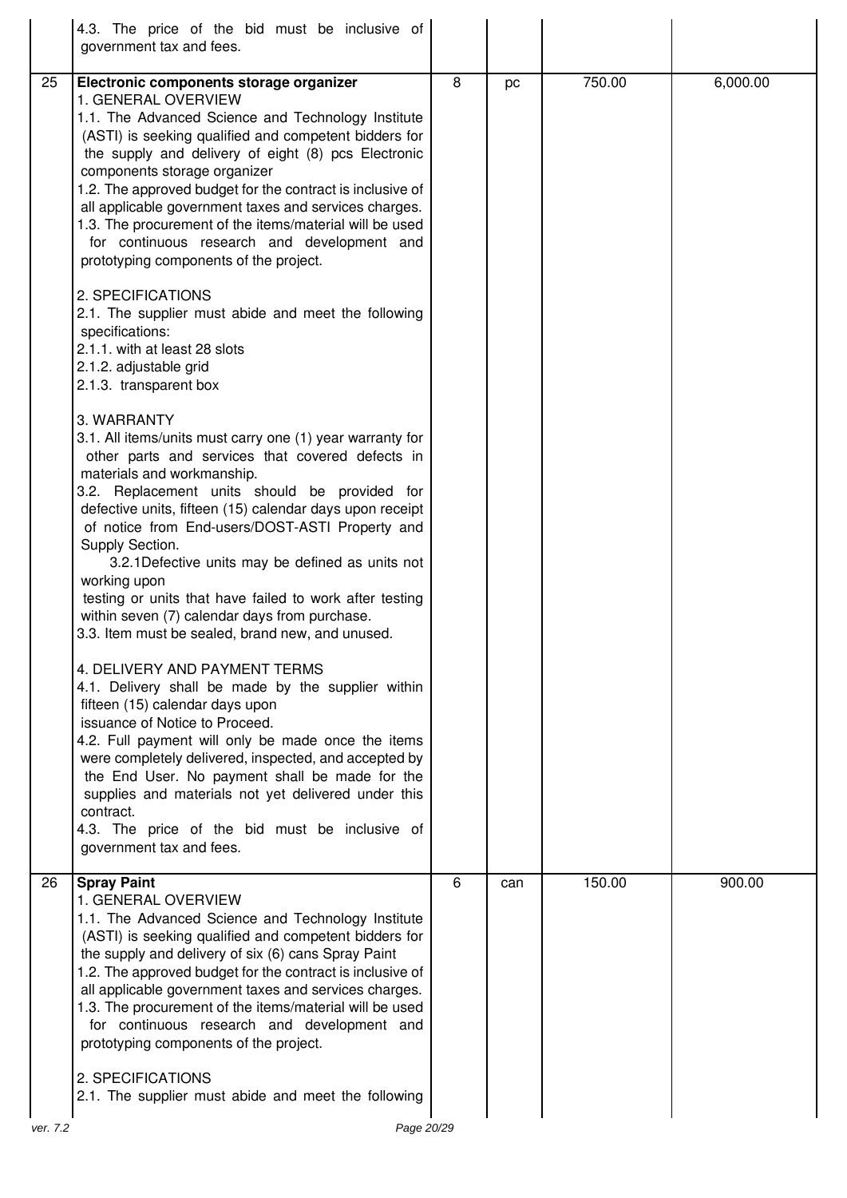| | | | | | |
|---|---|---|---|---|---|
| | 4.3. The price of the bid must be inclusive of government tax and fees. | | | | |
| 25 | **Electronic components storage organizer**<br>1. GENERAL OVERVIEW<br>1.1. The Advanced Science and Technology Institute (ASTI) is seeking qualified and competent bidders for the supply and delivery of eight (8) pcs Electronic components storage organizer<br>1.2. The approved budget for the contract is inclusive of all applicable government taxes and services charges.<br>1.3. The procurement of the items/material will be used for continuous research and development and prototyping components of the project.<br><br>2. SPECIFICATIONS<br>2.1. The supplier must abide and meet the following specifications:<br>2.1.1. with at least 28 slots<br>2.1.2. adjustable grid<br>2.1.3. transparent box<br><br>3. WARRANTY<br>3.1. All items/units must carry one (1) year warranty for other parts and services that covered defects in materials and workmanship.<br>3.2. Replacement units should be provided for defective units, fifteen (15) calendar days upon receipt of notice from End-users/DOST-ASTI Property and Supply Section.<br>3.2.1Defective units may be defined as units not working upon testing or units that have failed to work after testing within seven (7) calendar days from purchase.<br>3.3. Item must be sealed, brand new, and unused.<br><br>4. DELIVERY AND PAYMENT TERMS<br>4.1. Delivery shall be made by the supplier within fifteen (15) calendar days upon issuance of Notice to Proceed.<br>4.2. Full payment will only be made once the items were completely delivered, inspected, and accepted by the End User. No payment shall be made for the supplies and materials not yet delivered under this contract.<br>4.3. The price of the bid must be inclusive of government tax and fees. | 8 | pc | 750.00 | 6,000.00 |
| 26 | **Spray Paint**<br>1. GENERAL OVERVIEW<br>1.1. The Advanced Science and Technology Institute (ASTI) is seeking qualified and competent bidders for the supply and delivery of six (6) cans Spray Paint<br>1.2. The approved budget for the contract is inclusive of all applicable government taxes and services charges.<br>1.3. The procurement of the items/material will be used for continuous research and development and prototyping components of the project.<br><br>2. SPECIFICATIONS<br>2.1. The supplier must abide and meet the following | 6 | can | 150.00 | 900.00 |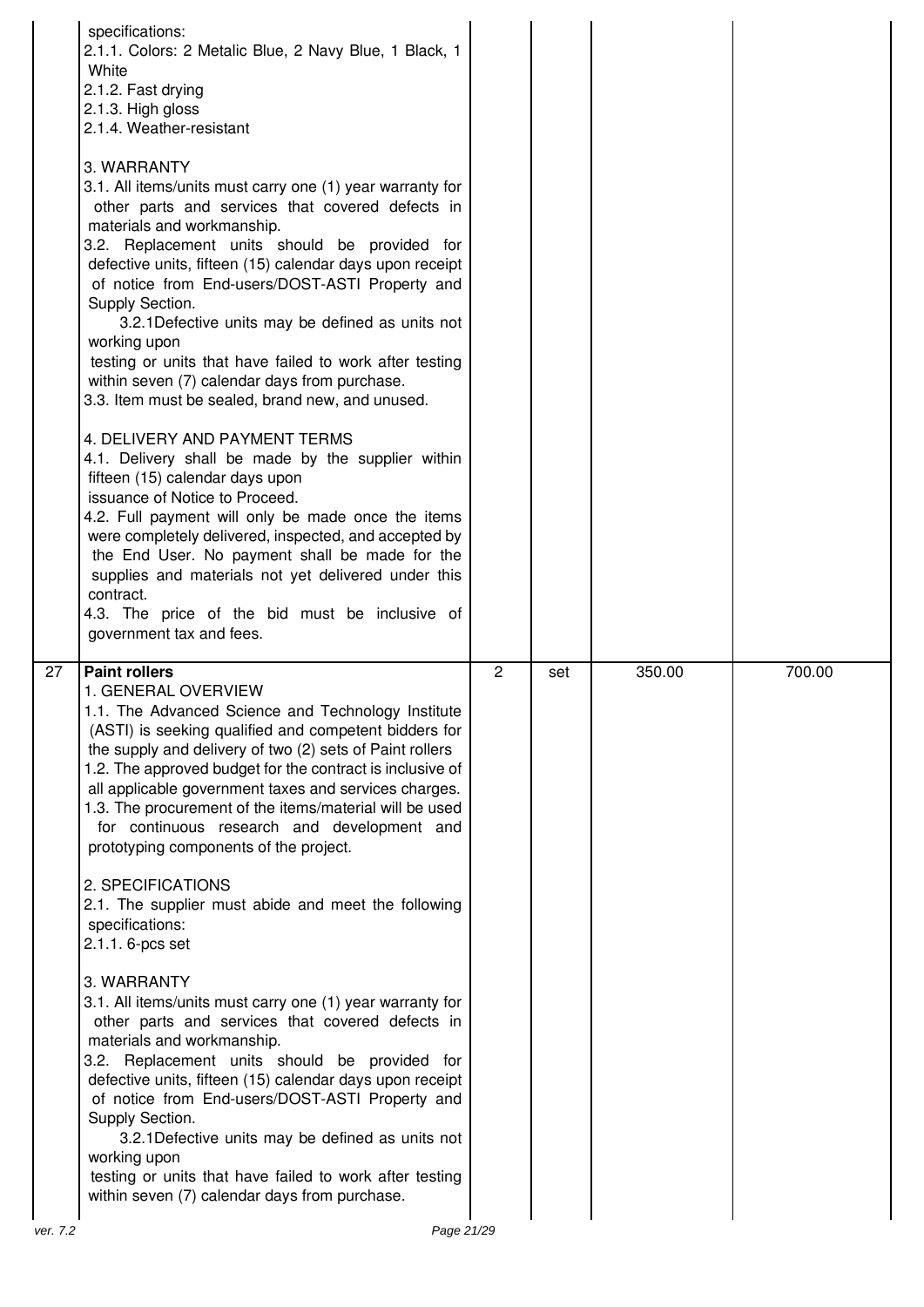| | | | | | |
|---|---|---|---|---|---|
| | specifications:<br>2.1.1. Colors: 2 Metalic Blue, 2 Navy Blue, 1 Black, 1 White<br>2.1.2. Fast drying<br>2.1.3. High gloss<br>2.1.4. Weather-resistant<br><br>3. WARRANTY<br>3.1. All items/units must carry one (1) year warranty for other parts and services that covered defects in materials and workmanship.<br>3.2. Replacement units should be provided for defective units, fifteen (15) calendar days upon receipt of notice from End-users/DOST-ASTI Property and Supply Section.<br>3.2.1Defective units may be defined as units not working upon testing or units that have failed to work after testing within seven (7) calendar days from purchase.<br>3.3. Item must be sealed, brand new, and unused.<br><br>4. DELIVERY AND PAYMENT TERMS<br>4.1. Delivery shall be made by the supplier within fifteen (15) calendar days upon issuance of Notice to Proceed.<br>4.2. Full payment will only be made once the items were completely delivered, inspected, and accepted by the End User. No payment shall be made for the supplies and materials not yet delivered under this contract.<br>4.3. The price of the bid must be inclusive of government tax and fees. | | | | |
| 27 | **Paint rollers**<br>1. GENERAL OVERVIEW<br>1.1. The Advanced Science and Technology Institute (ASTI) is seeking qualified and competent bidders for the supply and delivery of two (2) sets of Paint rollers<br>1.2. The approved budget for the contract is inclusive of all applicable government taxes and services charges.<br>1.3. The procurement of the items/material will be used for continuous research and development and prototyping components of the project.<br><br>2. SPECIFICATIONS<br>2.1. The supplier must abide and meet the following specifications:<br>2.1.1. 6-pcs set<br><br>3. WARRANTY<br>3.1. All items/units must carry one (1) year warranty for other parts and services that covered defects in materials and workmanship.<br>3.2. Replacement units should be provided for defective units, fifteen (15) calendar days upon receipt of notice from End-users/DOST-ASTI Property and Supply Section.<br>3.2.1Defective units may be defined as units not working upon testing or units that have failed to work after testing within seven (7) calendar days from purchase. | 2 | set | 350.00 | 700.00 |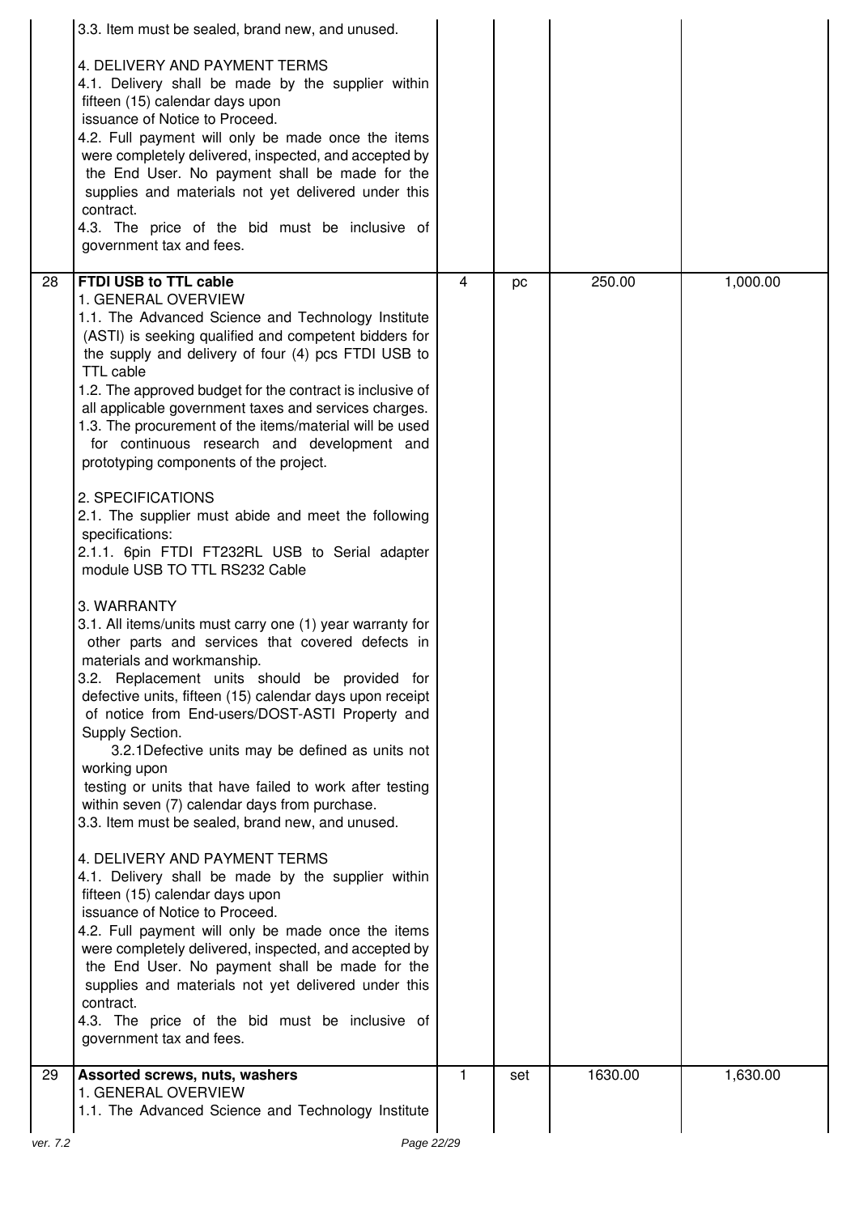| | | | | | |
|---|---|---|---|---|---|
| | 3.3. Item must be sealed, brand new, and unused.<br><br>4. DELIVERY AND PAYMENT TERMS<br>4.1. Delivery shall be made by the supplier within fifteen (15) calendar days upon issuance of Notice to Proceed.<br>4.2. Full payment will only be made once the items were completely delivered, inspected, and accepted by the End User. No payment shall be made for the supplies and materials not yet delivered under this contract.<br>4.3. The price of the bid must be inclusive of government tax and fees. | | | | |
| 28 | **FTDI USB to TTL cable**<br>1. GENERAL OVERVIEW<br>1.1. The Advanced Science and Technology Institute (ASTI) is seeking qualified and competent bidders for the supply and delivery of four (4) pcs FTDI USB to TTL cable<br>1.2. The approved budget for the contract is inclusive of all applicable government taxes and services charges.<br>1.3. The procurement of the items/material will be used for continuous research and development and prototyping components of the project.<br><br>2. SPECIFICATIONS<br>2.1. The supplier must abide and meet the following specifications:<br>2.1.1. 6pin FTDI FT232RL USB to Serial adapter module USB TO TTL RS232 Cable<br><br>3. WARRANTY<br>3.1. All items/units must carry one (1) year warranty for other parts and services that covered defects in materials and workmanship.<br>3.2. Replacement units should be provided for defective units, fifteen (15) calendar days upon receipt of notice from End-users/DOST-ASTI Property and Supply Section.<br>3.2.1Defective units may be defined as units not working upon testing or units that have failed to work after testing within seven (7) calendar days from purchase.<br>3.3. Item must be sealed, brand new, and unused.<br><br>4. DELIVERY AND PAYMENT TERMS<br>4.1. Delivery shall be made by the supplier within fifteen (15) calendar days upon issuance of Notice to Proceed.<br>4.2. Full payment will only be made once the items were completely delivered, inspected, and accepted by the End User. No payment shall be made for the supplies and materials not yet delivered under this contract.<br>4.3. The price of the bid must be inclusive of government tax and fees. | 4 | pc | 250.00 | 1,000.00 |
| 29 | **Assorted screws, nuts, washers**<br>1. GENERAL OVERVIEW<br>1.1. The Advanced Science and Technology Institute | 1 | set | 1630.00 | 1,630.00 |

ver. 7.2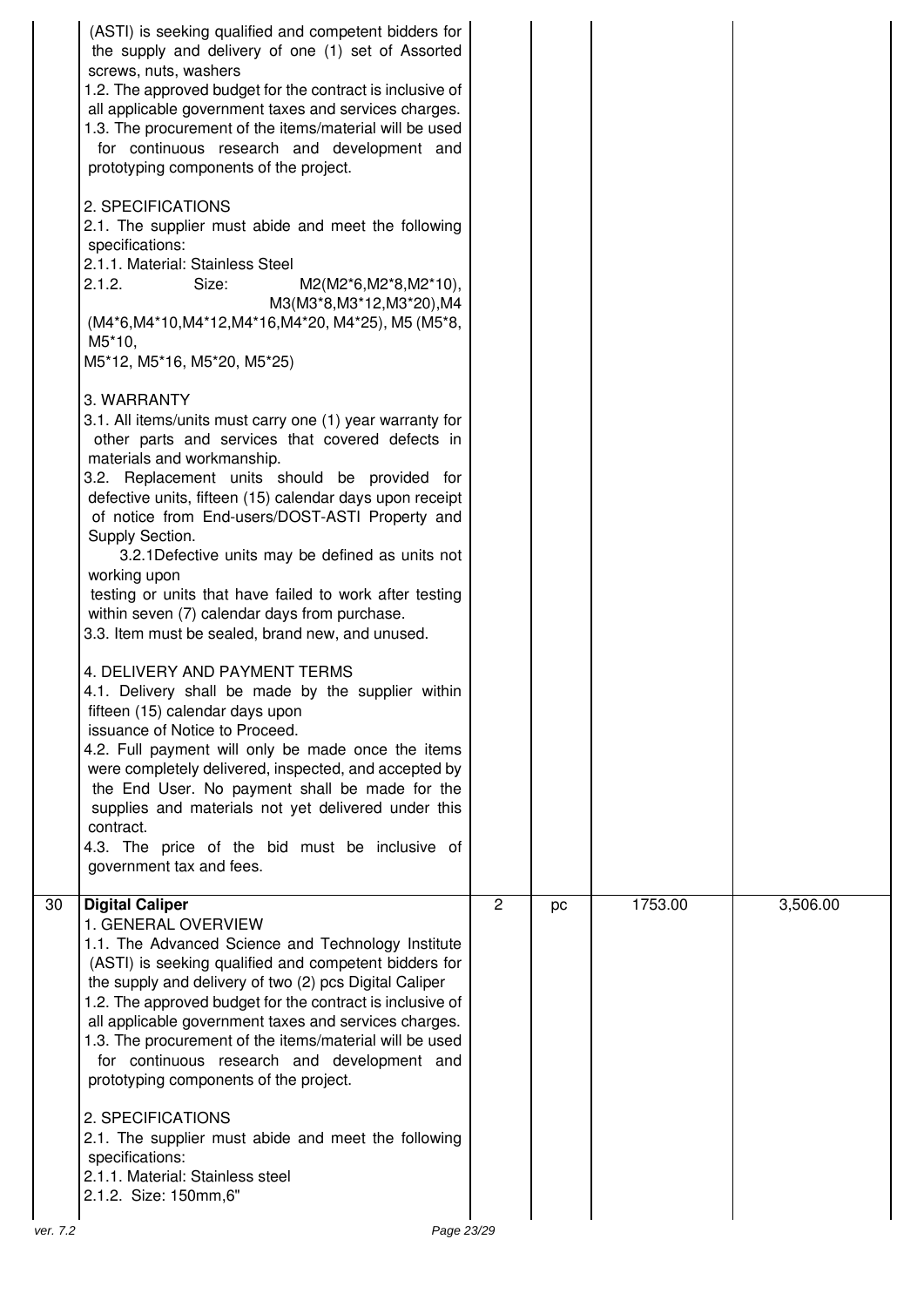| | | | | | |
|---|---|---|---|---|---|
| | (ASTI) is seeking qualified and competent bidders for the supply and delivery of one (1) set of Assorted screws, nuts, washers<br>1.2. The approved budget for the contract is inclusive of all applicable government taxes and services charges.<br>1.3. The procurement of the items/material will be used for continuous research and development and prototyping components of the project.<br><br>2. SPECIFICATIONS<br>2.1. The supplier must abide and meet the following specifications:<br>2.1.1. Material: Stainless Steel<br>2.1.2. Size: M2(M2*6,M2*8,M2*10), M3(M3*8,M3*12,M3*20),M4 (M4*6,M4*10,M4*12,M4*16,M4*20, M4*25), M5 (M5*8, M5*10,<br>M5*12, M5*16, M5*20, M5*25)<br><br>3. WARRANTY<br>3.1. All items/units must carry one (1) year warranty for other parts and services that covered defects in materials and workmanship.<br>3.2. Replacement units should be provided for defective units, fifteen (15) calendar days upon receipt of notice from End-users/DOST-ASTI Property and Supply Section.<br>3.2.1Defective units may be defined as units not working upon<br>testing or units that have failed to work after testing within seven (7) calendar days from purchase.<br>3.3. Item must be sealed, brand new, and unused.<br><br>4. DELIVERY AND PAYMENT TERMS<br>4.1. Delivery shall be made by the supplier within fifteen (15) calendar days upon<br>issuance of Notice to Proceed.<br>4.2. Full payment will only be made once the items were completely delivered, inspected, and accepted by the End User. No payment shall be made for the supplies and materials not yet delivered under this contract.<br>4.3. The price of the bid must be inclusive of government tax and fees. | | | | |
| 30 | **Digital Caliper**<br>1. GENERAL OVERVIEW<br>1.1. The Advanced Science and Technology Institute (ASTI) is seeking qualified and competent bidders for the supply and delivery of two (2) pcs Digital Caliper<br>1.2. The approved budget for the contract is inclusive of all applicable government taxes and services charges.<br>1.3. The procurement of the items/material will be used for continuous research and development and prototyping components of the project.<br><br>2. SPECIFICATIONS<br>2.1. The supplier must abide and meet the following specifications:<br>2.1.1. Material: Stainless steel<br>2.1.2. Size: 150mm,6" | 2 | pc | 1753.00 | 3,506.00 |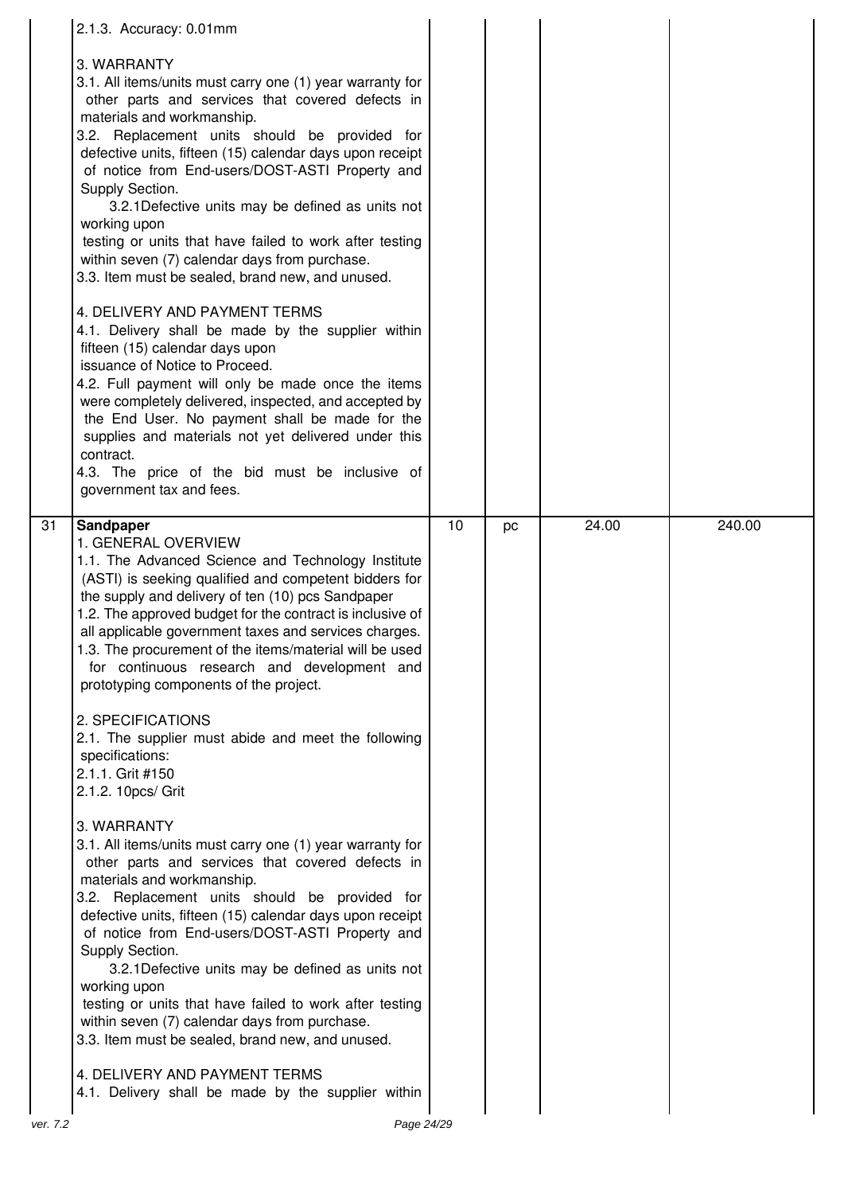| | | | | | |
|---|---|---|---|---|---|
| | 2.1.3. Accuracy: 0.01mm<br><br>3. WARRANTY<br>3.1. All items/units must carry one (1) year warranty for other parts and services that covered defects in materials and workmanship.<br>3.2. Replacement units should be provided for defective units, fifteen (15) calendar days upon receipt of notice from End-users/DOST-ASTI Property and Supply Section.<br>3.2.1Defective units may be defined as units not working upon testing or units that have failed to work after testing within seven (7) calendar days from purchase.<br>3.3. Item must be sealed, brand new, and unused.<br><br>4. DELIVERY AND PAYMENT TERMS<br>4.1. Delivery shall be made by the supplier within fifteen (15) calendar days upon issuance of Notice to Proceed.<br>4.2. Full payment will only be made once the items were completely delivered, inspected, and accepted by the End User. No payment shall be made for the supplies and materials not yet delivered under this contract.<br>4.3. The price of the bid must be inclusive of government tax and fees. | | | | |
| 31 | **Sandpaper**<br>1. GENERAL OVERVIEW<br>1.1. The Advanced Science and Technology Institute (ASTI) is seeking qualified and competent bidders for the supply and delivery of ten (10) pcs Sandpaper<br>1.2. The approved budget for the contract is inclusive of all applicable government taxes and services charges.<br>1.3. The procurement of the items/material will be used for continuous research and development and prototyping components of the project.<br><br>2. SPECIFICATIONS<br>2.1. The supplier must abide and meet the following specifications:<br>2.1.1. Grit #150<br>2.1.2. 10pcs/ Grit<br><br>3. WARRANTY<br>3.1. All items/units must carry one (1) year warranty for other parts and services that covered defects in materials and workmanship.<br>3.2. Replacement units should be provided for defective units, fifteen (15) calendar days upon receipt of notice from End-users/DOST-ASTI Property and Supply Section.<br>3.2.1Defective units may be defined as units not working upon testing or units that have failed to work after testing within seven (7) calendar days from purchase.<br>3.3. Item must be sealed, brand new, and unused.<br><br>4. DELIVERY AND PAYMENT TERMS<br>4.1. Delivery shall be made by the supplier within | 10 | pc | 24.00 | 240.00 |

ver. 7.2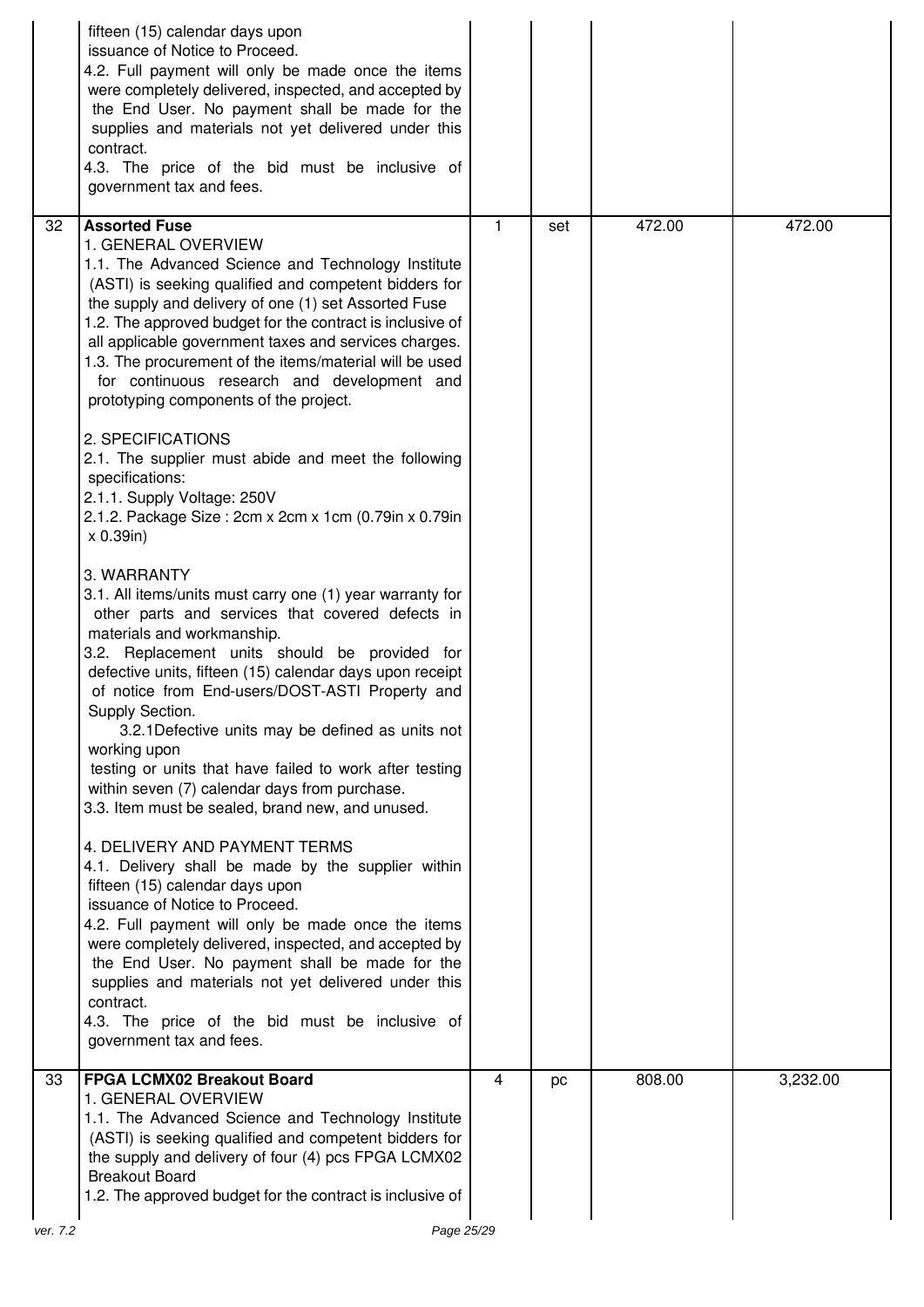| | | | | | |
|---|---|---|---|---|---|
| | fifteen (15) calendar days upon<br>issuance of Notice to Proceed.<br>4.2. Full payment will only be made once the items were completely delivered, inspected, and accepted by the End User. No payment shall be made for the supplies and materials not yet delivered under this contract.<br>4.3. The price of the bid must be inclusive of government tax and fees. | | | | |
| 32 | **Assorted Fuse**<br>1. GENERAL OVERVIEW<br>1.1. The Advanced Science and Technology Institute (ASTI) is seeking qualified and competent bidders for the supply and delivery of one (1) set Assorted Fuse<br>1.2. The approved budget for the contract is inclusive of all applicable government taxes and services charges.<br>1.3. The procurement of the items/material will be used for continuous research and development and prototyping components of the project.<br><br>2. SPECIFICATIONS<br>2.1. The supplier must abide and meet the following specifications:<br>2.1.1. Supply Voltage: 250V<br>2.1.2. Package Size : 2cm x 2cm x 1cm (0.79in x 0.79in x 0.39in)<br><br>3. WARRANTY<br>3.1. All items/units must carry one (1) year warranty for other parts and services that covered defects in materials and workmanship.<br>3.2. Replacement units should be provided for defective units, fifteen (15) calendar days upon receipt of notice from End-users/DOST-ASTI Property and Supply Section.<br>3.2.1Defective units may be defined as units not working upon<br>testing or units that have failed to work after testing within seven (7) calendar days from purchase.<br>3.3. Item must be sealed, brand new, and unused.<br><br>4. DELIVERY AND PAYMENT TERMS<br>4.1. Delivery shall be made by the supplier within fifteen (15) calendar days upon<br>issuance of Notice to Proceed.<br>4.2. Full payment will only be made once the items were completely delivered, inspected, and accepted by the End User. No payment shall be made for the supplies and materials not yet delivered under this contract.<br>4.3. The price of the bid must be inclusive of government tax and fees. | 1 | set | 472.00 | 472.00 |
| 33 | **FPGA LCMX02 Breakout Board**<br>1. GENERAL OVERVIEW<br>1.1. The Advanced Science and Technology Institute (ASTI) is seeking qualified and competent bidders for the supply and delivery of four (4) pcs FPGA LCMX02 Breakout Board<br>1.2. The approved budget for the contract is inclusive of | 4 | pc | 808.00 | 3,232.00 |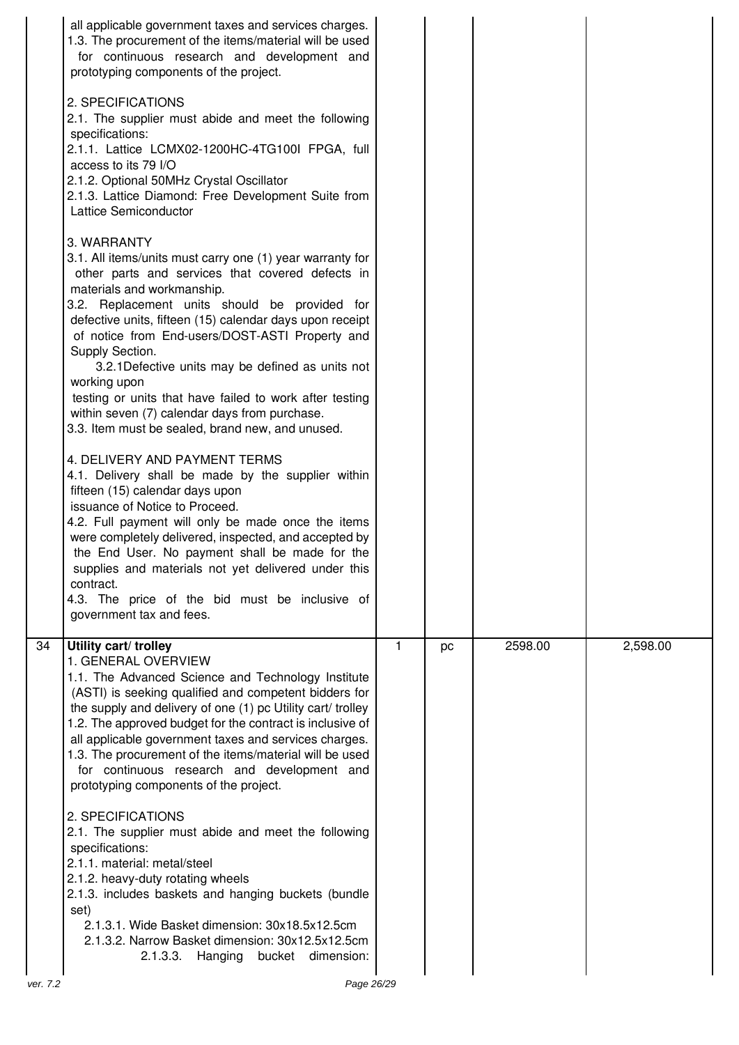| | | | | | |
|---|---|---|---|---|---|
| | all applicable government taxes and services charges.<br>1.3. The procurement of the items/material will be used for continuous research and development and prototyping components of the project.<br><br>2. SPECIFICATIONS<br>2.1. The supplier must abide and meet the following specifications:<br>2.1.1. Lattice LCMX02-1200HC-4TG100I FPGA, full access to its 79 I/O<br>2.1.2. Optional 50MHz Crystal Oscillator<br>2.1.3. Lattice Diamond: Free Development Suite from Lattice Semiconductor<br><br>3. WARRANTY<br>3.1. All items/units must carry one (1) year warranty for other parts and services that covered defects in materials and workmanship.<br>3.2. Replacement units should be provided for defective units, fifteen (15) calendar days upon receipt of notice from End-users/DOST-ASTI Property and Supply Section.<br>3.2.1Defective units may be defined as units not working upon testing or units that have failed to work after testing within seven (7) calendar days from purchase.<br>3.3. Item must be sealed, brand new, and unused.<br><br>4. DELIVERY AND PAYMENT TERMS<br>4.1. Delivery shall be made by the supplier within fifteen (15) calendar days upon issuance of Notice to Proceed.<br>4.2. Full payment will only be made once the items were completely delivered, inspected, and accepted by the End User. No payment shall be made for the supplies and materials not yet delivered under this contract.<br>4.3. The price of the bid must be inclusive of government tax and fees. | | | | |
| 34 | **Utility cart/ trolley**<br>1. GENERAL OVERVIEW<br>1.1. The Advanced Science and Technology Institute (ASTI) is seeking qualified and competent bidders for the supply and delivery of one (1) pc Utility cart/ trolley<br>1.2. The approved budget for the contract is inclusive of all applicable government taxes and services charges.<br>1.3. The procurement of the items/material will be used for continuous research and development and prototyping components of the project.<br><br>2. SPECIFICATIONS<br>2.1. The supplier must abide and meet the following specifications:<br>2.1.1. material: metal/steel<br>2.1.2. heavy-duty rotating wheels<br>2.1.3. includes baskets and hanging buckets (bundle set)<br>2.1.3.1. Wide Basket dimension: 30x18.5x12.5cm<br>2.1.3.2. Narrow Basket dimension: 30x12.5x12.5cm<br>2.1.3.3. Hanging bucket dimension: | 1 | pc | 2598.00 | 2,598.00 |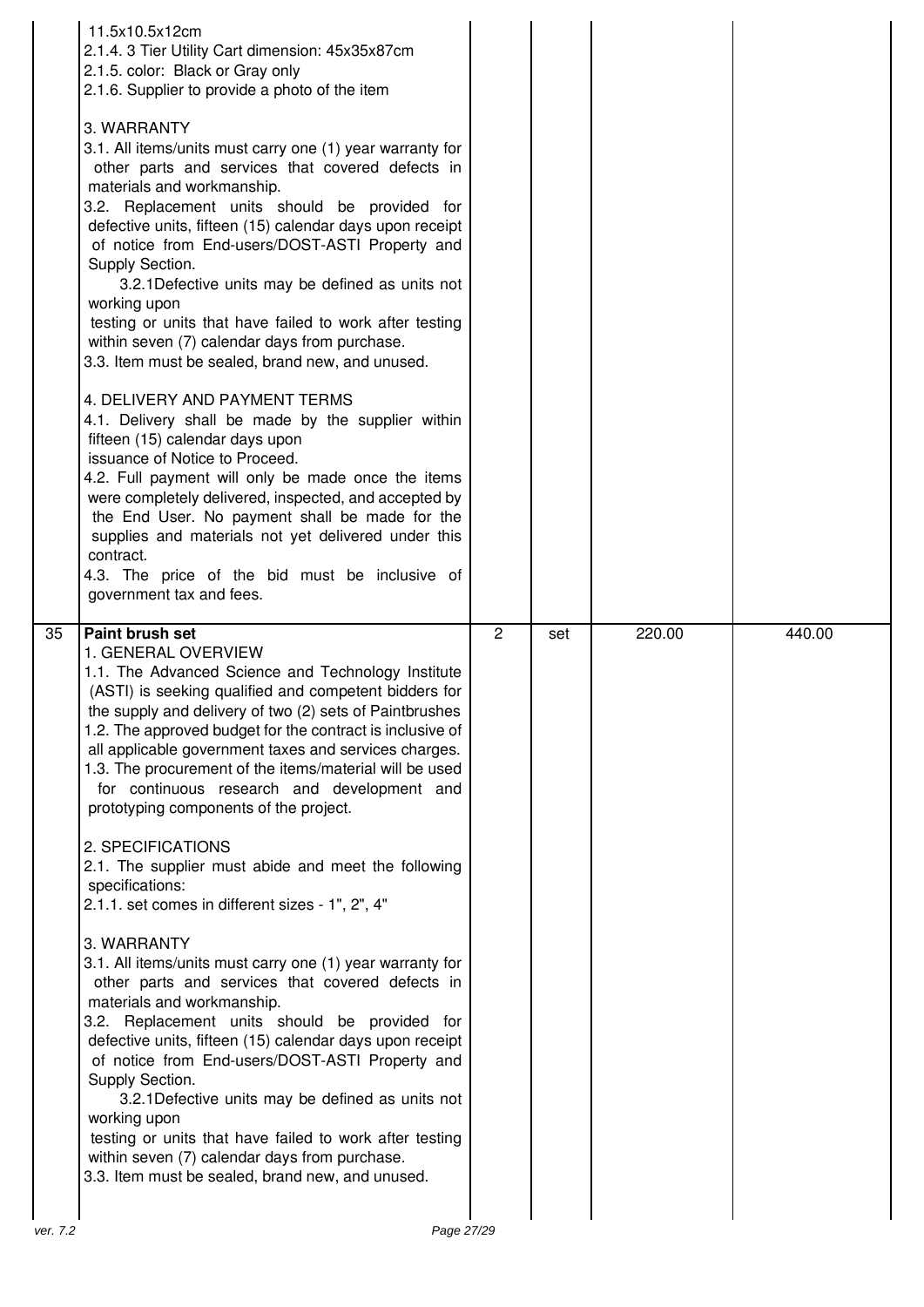| | | | | | |
|---|---|---|---|---|---|
| | 11.5x10.5x12cm<br>2.1.4. 3 Tier Utility Cart dimension: 45x35x87cm<br>2.1.5. color: Black or Gray only<br>2.1.6. Supplier to provide a photo of the item<br><br>3. WARRANTY<br>3.1. All items/units must carry one (1) year warranty for other parts and services that covered defects in materials and workmanship.<br>3.2. Replacement units should be provided for defective units, fifteen (15) calendar days upon receipt of notice from End-users/DOST-ASTI Property and Supply Section.<br>3.2.1Defective units may be defined as units not working upon testing or units that have failed to work after testing within seven (7) calendar days from purchase.<br>3.3. Item must be sealed, brand new, and unused.<br><br>4. DELIVERY AND PAYMENT TERMS<br>4.1. Delivery shall be made by the supplier within fifteen (15) calendar days upon issuance of Notice to Proceed.<br>4.2. Full payment will only be made once the items were completely delivered, inspected, and accepted by the End User. No payment shall be made for the supplies and materials not yet delivered under this contract.<br>4.3. The price of the bid must be inclusive of government tax and fees. | | | | |
| 35 | **Paint brush set**<br>1. GENERAL OVERVIEW<br>1.1. The Advanced Science and Technology Institute (ASTI) is seeking qualified and competent bidders for the supply and delivery of two (2) sets of Paintbrushes<br>1.2. The approved budget for the contract is inclusive of all applicable government taxes and services charges.<br>1.3. The procurement of the items/material will be used for continuous research and development and prototyping components of the project.<br><br>2. SPECIFICATIONS<br>2.1. The supplier must abide and meet the following specifications:<br>2.1.1. set comes in different sizes - 1", 2", 4"<br><br>3. WARRANTY<br>3.1. All items/units must carry one (1) year warranty for other parts and services that covered defects in materials and workmanship.<br>3.2. Replacement units should be provided for defective units, fifteen (15) calendar days upon receipt of notice from End-users/DOST-ASTI Property and Supply Section.<br>3.2.1Defective units may be defined as units not working upon testing or units that have failed to work after testing within seven (7) calendar days from purchase.<br>3.3. Item must be sealed, brand new, and unused. | 2 | set | 220.00 | 440.00 |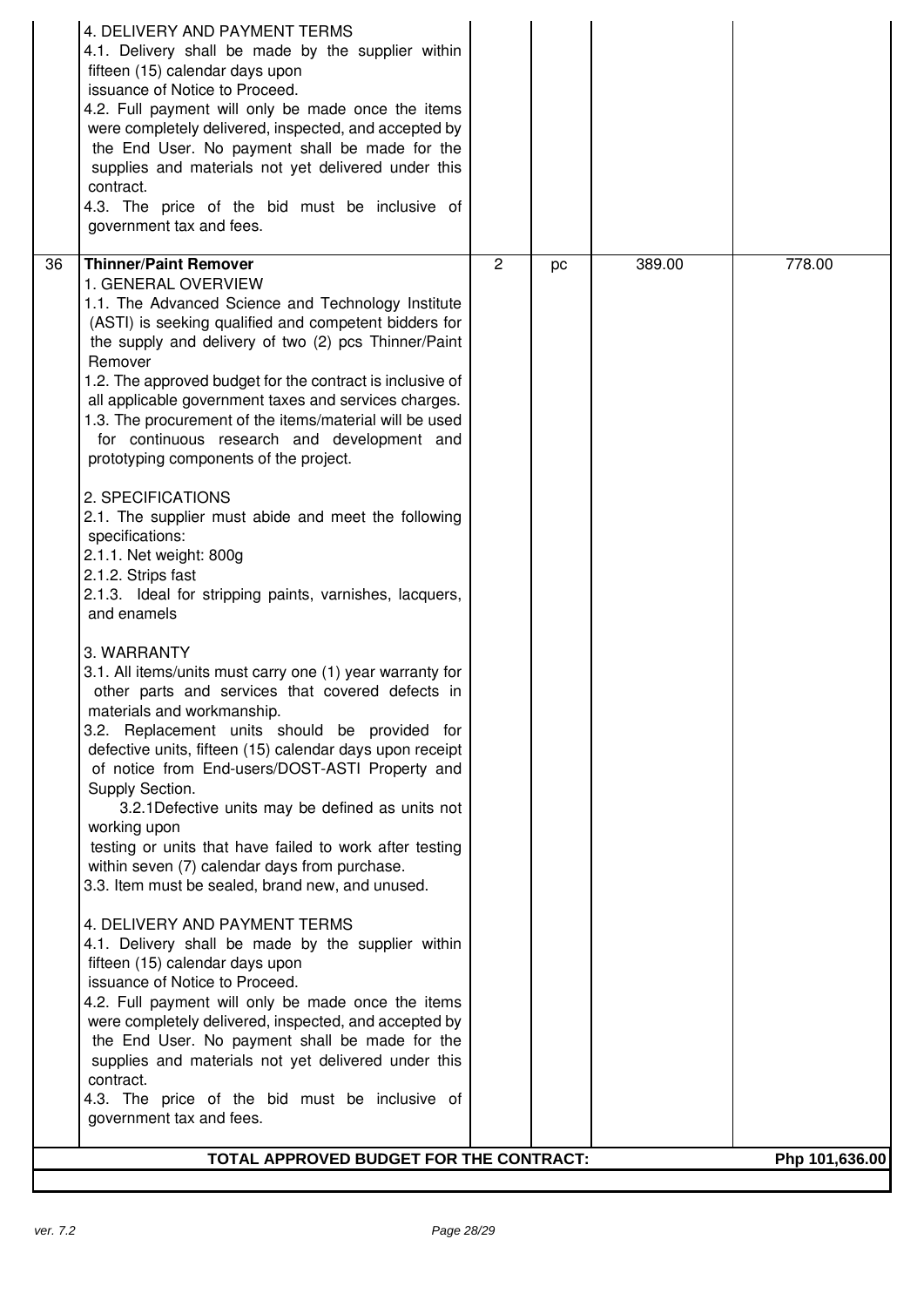| | | | | | |
|---|---|---|---|---|---|
| | 4. DELIVERY AND PAYMENT TERMS<br>4.1. Delivery shall be made by the supplier within fifteen (15) calendar days upon issuance of Notice to Proceed.<br>4.2. Full payment will only be made once the items were completely delivered, inspected, and accepted by the End User. No payment shall be made for the supplies and materials not yet delivered under this contract.<br>4.3. The price of the bid must be inclusive of government tax and fees. | | | | |
| 36 | **Thinner/Paint Remover**<br>1. GENERAL OVERVIEW<br>1.1. The Advanced Science and Technology Institute (ASTI) is seeking qualified and competent bidders for the supply and delivery of two (2) pcs Thinner/Paint Remover<br>1.2. The approved budget for the contract is inclusive of all applicable government taxes and services charges.<br>1.3. The procurement of the items/material will be used for continuous research and development and prototyping components of the project.<br><br>2. SPECIFICATIONS<br>2.1. The supplier must abide and meet the following specifications:<br>2.1.1. Net weight: 800g<br>2.1.2. Strips fast<br>2.1.3. Ideal for stripping paints, varnishes, lacquers, and enamels<br><br>3. WARRANTY<br>3.1. All items/units must carry one (1) year warranty for other parts and services that covered defects in materials and workmanship.<br>3.2. Replacement units should be provided for defective units, fifteen (15) calendar days upon receipt of notice from End-users/DOST-ASTI Property and Supply Section.<br>3.2.1Defective units may be defined as units not working upon testing or units that have failed to work after testing within seven (7) calendar days from purchase.<br>3.3. Item must be sealed, brand new, and unused.<br><br>4. DELIVERY AND PAYMENT TERMS<br>4.1. Delivery shall be made by the supplier within fifteen (15) calendar days upon issuance of Notice to Proceed.<br>4.2. Full payment will only be made once the items were completely delivered, inspected, and accepted by the End User. No payment shall be made for the supplies and materials not yet delivered under this contract.<br>4.3. The price of the bid must be inclusive of government tax and fees. | 2 | pc | 389.00 | 778.00 |
| | **TOTAL APPROVED BUDGET FOR THE CONTRACT:** | | | | **Php 101,636.00** |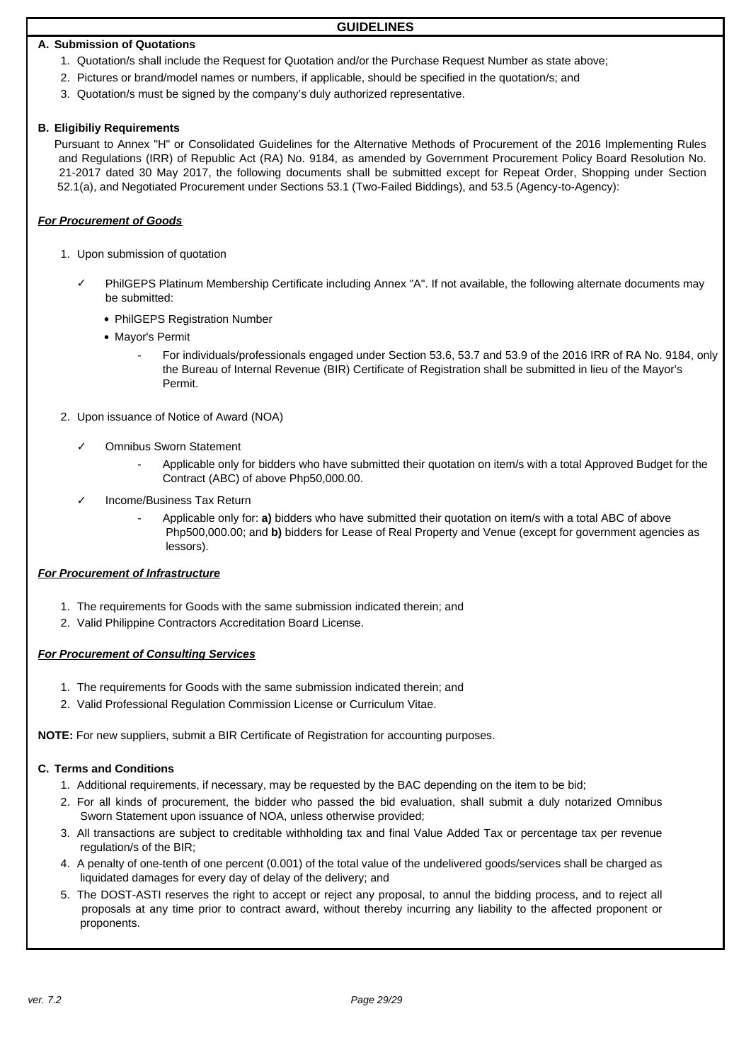# GUIDELINES

## A. Submission of Quotations

1. Quotation/s shall include the Request for Quotation and/or the Purchase Request Number as state above;
2. Pictures or brand/model names or numbers, if applicable, should be specified in the quotation/s; and
3. Quotation/s must be signed by the company's duly authorized representative.

## B. Eligibiliy Requirements

Pursuant to Annex "H" or Consolidated Guidelines for the Alternative Methods of Procurement of the 2016 Implementing Rules and Regulations (IRR) of Republic Act (RA) No. 9184, as amended by Government Procurement Policy Board Resolution No. 21-2017 dated 30 May 2017, the following documents shall be submitted except for Repeat Order, Shopping under Section 52.1(a), and Negotiated Procurement under Sections 53.1 (Two-Failed Biddings), and 53.5 (Agency-to-Agency):

***For Procurement of Goods***

1. Upon submission of quotation
   - ✓ PhilGEPS Platinum Membership Certificate including Annex "A". If not available, the following alternate documents may be submitted:
     - PhilGEPS Registration Number
     - Mayor's Permit
       - For individuals/professionals engaged under Section 53.6, 53.7 and 53.9 of the 2016 IRR of RA No. 9184, only the Bureau of Internal Revenue (BIR) Certificate of Registration shall be submitted in lieu of the Mayor's Permit.
2. Upon issuance of Notice of Award (NOA)
   - ✓ Omnibus Sworn Statement
     - Applicable only for bidders who have submitted their quotation on item/s with a total Approved Budget for the Contract (ABC) of above Php50,000.00.
   - ✓ Income/Business Tax Return
     - Applicable only for: **a)** bidders who have submitted their quotation on item/s with a total ABC of above Php500,000.00; and **b)** bidders for Lease of Real Property and Venue (except for government agencies as lessors).

***For Procurement of Infrastructure***

1. The requirements for Goods with the same submission indicated therein; and
2. Valid Philippine Contractors Accreditation Board License.

***For Procurement of Consulting Services***

1. The requirements for Goods with the same submission indicated therein; and
2. Valid Professional Regulation Commission License or Curriculum Vitae.

**NOTE:** For new suppliers, submit a BIR Certificate of Registration for accounting purposes.

## C. Terms and Conditions

1. Additional requirements, if necessary, may be requested by the BAC depending on the item to be bid;
2. For all kinds of procurement, the bidder who passed the bid evaluation, shall submit a duly notarized Omnibus Sworn Statement upon issuance of NOA, unless otherwise provided;
3. All transactions are subject to creditable withholding tax and final Value Added Tax or percentage tax per revenue regulation/s of the BIR;
4. A penalty of one-tenth of one percent (0.001) of the total value of the undelivered goods/services shall be charged as liquidated damages for every day of delay of the delivery; and
5. The DOST-ASTI reserves the right to accept or reject any proposal, to annul the bidding process, and to reject all proposals at any time prior to contract award, without thereby incurring any liability to the affected proponent or proponents.

ver. 7.2